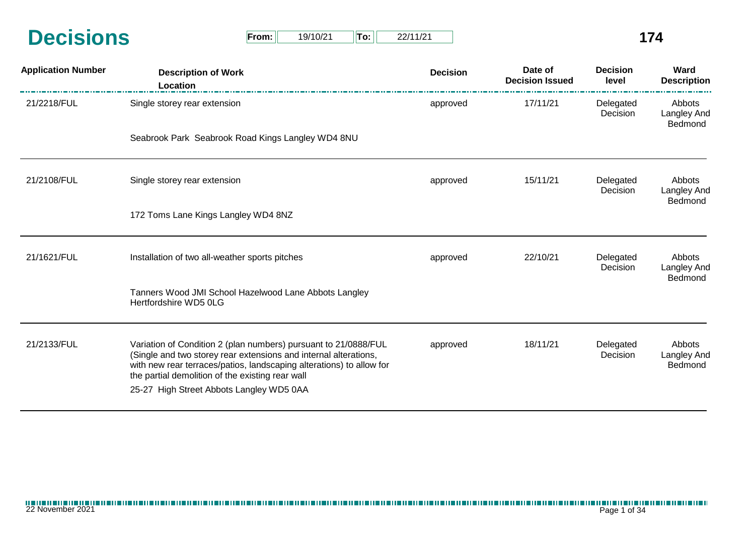# Decisions

**From:** 19/10/21 **To:** 22/11/21

**174**

| Application Number | Description of Work / Location | Decision | Date of Decision Issued | Decision level | Ward Description |
|---|---|---|---|---|---|
| 21/2218/FUL | Single storey rear extension<br><br>Seabrook Park Seabrook Road Kings Langley WD4 8NU | approved | 17/11/21 | Delegated Decision | Abbots Langley And Bedmond |
| 21/2108/FUL | Single storey rear extension<br><br>172 Toms Lane Kings Langley WD4 8NZ | approved | 15/11/21 | Delegated Decision | Abbots Langley And Bedmond |
| 21/1621/FUL | Installation of two all-weather sports pitches<br><br>Tanners Wood JMI School Hazelwood Lane Abbots Langley Hertfordshire WD5 0LG | approved | 22/10/21 | Delegated Decision | Abbots Langley And Bedmond |
| 21/2133/FUL | Variation of Condition 2 (plan numbers) pursuant to 21/0888/FUL (Single and two storey rear extensions and internal alterations, with new rear terraces/patios, landscaping alterations) to allow for the partial demolition of the existing rear wall<br><br>25-27 High Street Abbots Langley WD5 0AA | approved | 18/11/21 | Delegated Decision | Abbots Langley And Bedmond |

22 November 2021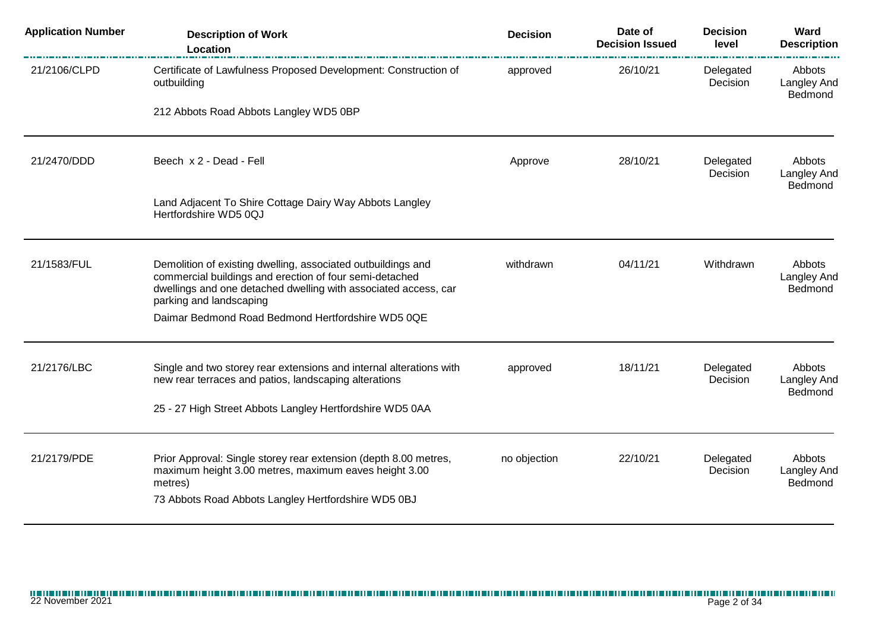| Application Number | Description of Work Location | Decision | Date of Decision Issued | Decision level | Ward Description |
| --- | --- | --- | --- | --- | --- |
| 21/2106/CLPD | Certificate of Lawfulness Proposed Development: Construction of outbuilding<br><br>212 Abbots Road Abbots Langley WD5 0BP | approved | 26/10/21 | Delegated Decision | Abbots Langley And Bedmond |
| 21/2470/DDD | Beech x 2 - Dead - Fell<br><br>Land Adjacent To Shire Cottage Dairy Way Abbots Langley Hertfordshire WD5 0QJ | Approve | 28/10/21 | Delegated Decision | Abbots Langley And Bedmond |
| 21/1583/FUL | Demolition of existing dwelling, associated outbuildings and commercial buildings and erection of four semi-detached dwellings and one detached dwelling with associated access, car parking and landscaping<br><br>Daimar Bedmond Road Bedmond Hertfordshire WD5 0QE | withdrawn | 04/11/21 | Withdrawn | Abbots Langley And Bedmond |
| 21/2176/LBC | Single and two storey rear extensions and internal alterations with new rear terraces and patios, landscaping alterations<br><br>25 - 27 High Street Abbots Langley Hertfordshire WD5 0AA | approved | 18/11/21 | Delegated Decision | Abbots Langley And Bedmond |
| 21/2179/PDE | Prior Approval: Single storey rear extension (depth 8.00 metres, maximum height 3.00 metres, maximum eaves height 3.00 metres)<br><br>73 Abbots Road Abbots Langley Hertfordshire WD5 0BJ | no objection | 22/10/21 | Delegated Decision | Abbots Langley And Bedmond |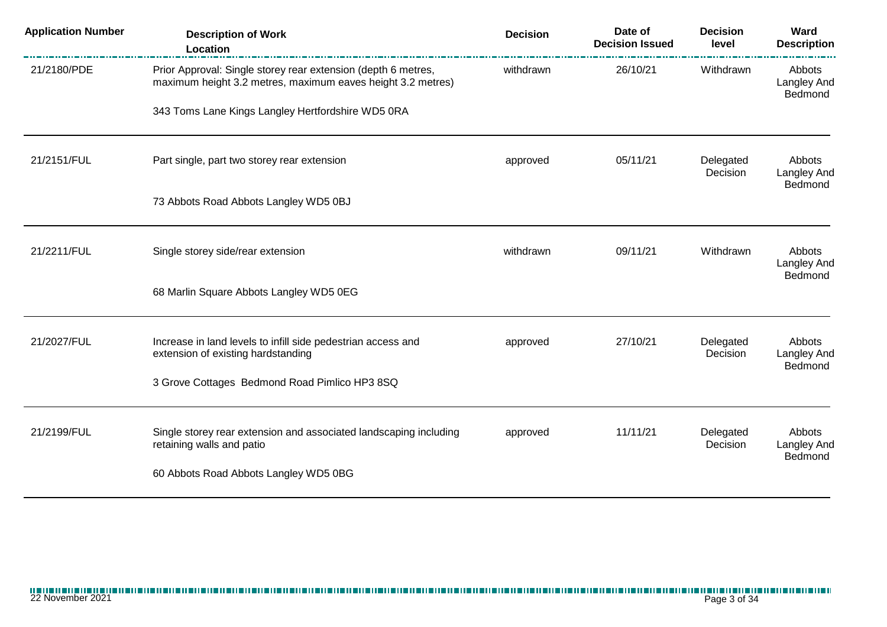| Application Number | Description of Work Location | Decision | Date of Decision Issued | Decision level | Ward Description |
| --- | --- | --- | --- | --- | --- |
| 21/2180/PDE | Prior Approval: Single storey rear extension (depth 6 metres, maximum height 3.2 metres, maximum eaves height 3.2 metres)<br><br>343 Toms Lane Kings Langley Hertfordshire WD5 0RA | withdrawn | 26/10/21 | Withdrawn | Abbots Langley And Bedmond |
| 21/2151/FUL | Part single, part two storey rear extension<br><br>73 Abbots Road Abbots Langley WD5 0BJ | approved | 05/11/21 | Delegated Decision | Abbots Langley And Bedmond |
| 21/2211/FUL | Single storey side/rear extension<br><br>68 Marlin Square Abbots Langley WD5 0EG | withdrawn | 09/11/21 | Withdrawn | Abbots Langley And Bedmond |
| 21/2027/FUL | Increase in land levels to infill side pedestrian access and extension of existing hardstanding<br><br>3 Grove Cottages Bedmond Road Pimlico HP3 8SQ | approved | 27/10/21 | Delegated Decision | Abbots Langley And Bedmond |
| 21/2199/FUL | Single storey rear extension and associated landscaping including retaining walls and patio<br><br>60 Abbots Road Abbots Langley WD5 0BG | approved | 11/11/21 | Delegated Decision | Abbots Langley And Bedmond |

22 November 2021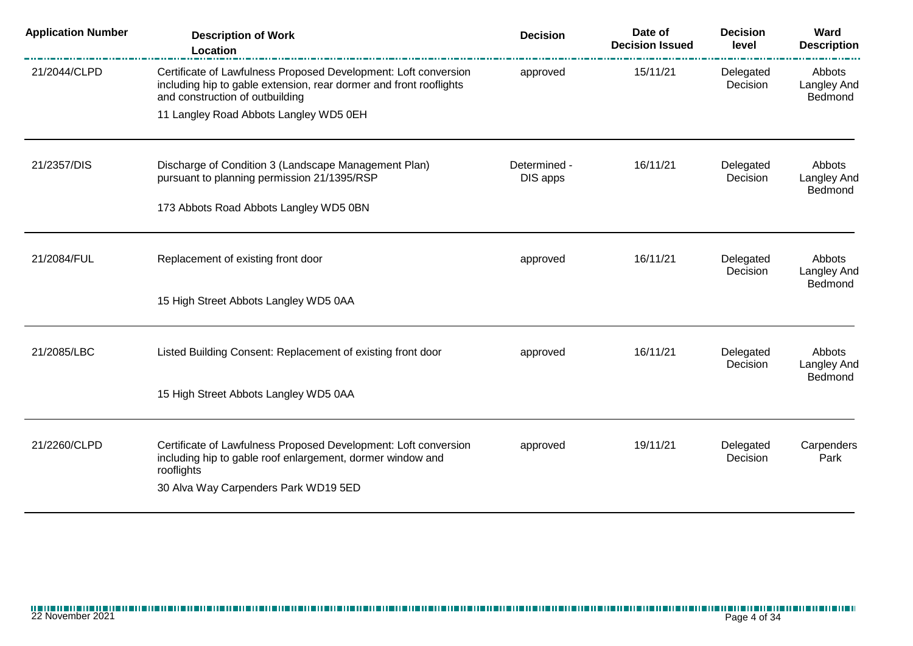| Application Number | Description of Work Location | Decision | Date of Decision Issued | Decision level | Ward Description |
|---|---|---|---|---|---|
| 21/2044/CLPD | Certificate of Lawfulness Proposed Development: Loft conversion including hip to gable extension, rear dormer and front rooflights and construction of outbuilding<br>11 Langley Road Abbots Langley WD5 0EH | approved | 15/11/21 | Delegated Decision | Abbots Langley And Bedmond |
| 21/2357/DIS | Discharge of Condition 3 (Landscape Management Plan) pursuant to planning permission 21/1395/RSP<br>173 Abbots Road Abbots Langley WD5 0BN | Determined - DIS apps | 16/11/21 | Delegated Decision | Abbots Langley And Bedmond |
| 21/2084/FUL | Replacement of existing front door<br>15 High Street Abbots Langley WD5 0AA | approved | 16/11/21 | Delegated Decision | Abbots Langley And Bedmond |
| 21/2085/LBC | Listed Building Consent: Replacement of existing front door<br>15 High Street Abbots Langley WD5 0AA | approved | 16/11/21 | Delegated Decision | Abbots Langley And Bedmond |
| 21/2260/CLPD | Certificate of Lawfulness Proposed Development: Loft conversion including hip to gable roof enlargement, dormer window and rooflights<br>30 Alva Way Carpenders Park WD19 5ED | approved | 19/11/21 | Delegated Decision | Carpenders Park |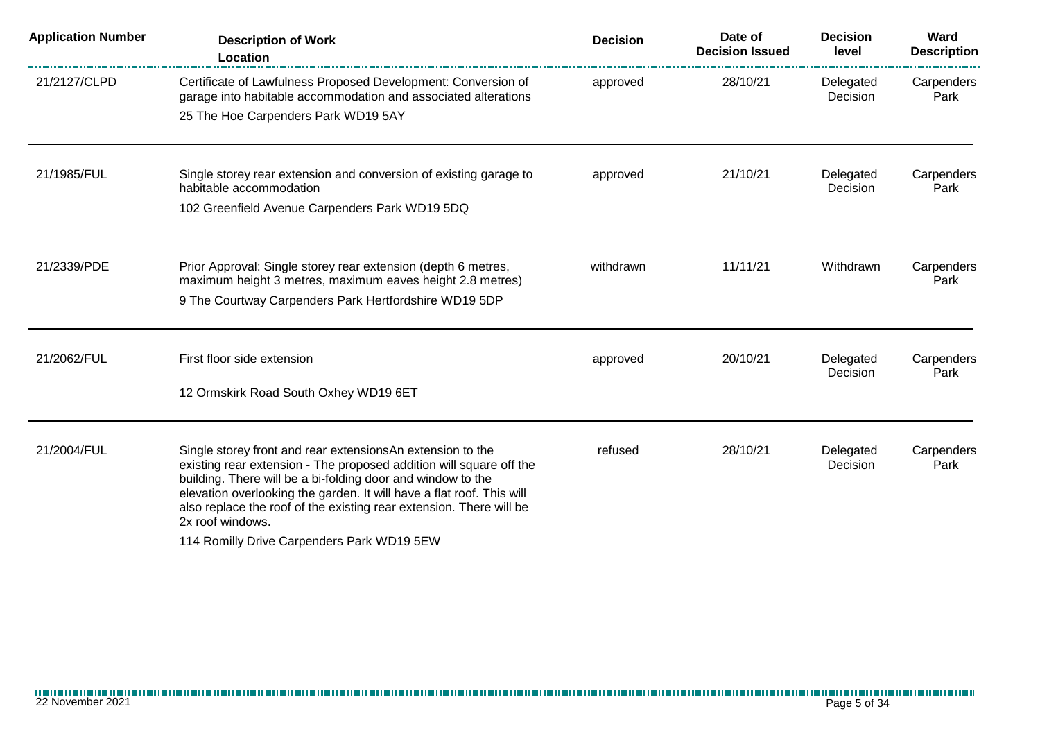| Application Number | Description of Work<br>Location | Decision | Date of Decision Issued | Decision level | Ward Description |
|---|---|---|---|---|---|
| 21/2127/CLPD | Certificate of Lawfulness Proposed Development: Conversion of garage into habitable accommodation and associated alterations<br>25 The Hoe Carpenders Park WD19 5AY | approved | 28/10/21 | Delegated Decision | Carpenders Park |
| 21/1985/FUL | Single storey rear extension and conversion of existing garage to habitable accommodation<br>102 Greenfield Avenue Carpenders Park WD19 5DQ | approved | 21/10/21 | Delegated Decision | Carpenders Park |
| 21/2339/PDE | Prior Approval: Single storey rear extension (depth 6 metres, maximum height 3 metres, maximum eaves height 2.8 metres)<br>9 The Courtway Carpenders Park Hertfordshire WD19 5DP | withdrawn | 11/11/21 | Withdrawn | Carpenders Park |
| 21/2062/FUL | First floor side extension<br>12 Ormskirk Road South Oxhey WD19 6ET | approved | 20/10/21 | Delegated Decision | Carpenders Park |
| 21/2004/FUL | Single storey front and rear extensionsAn extension to the existing rear extension - The proposed addition will square off the building. There will be a bi-folding door and window to the elevation overlooking the garden. It will have a flat roof. This will also replace the roof of the existing rear extension. There will be 2x roof windows.<br>114 Romilly Drive Carpenders Park WD19 5EW | refused | 28/10/21 | Delegated Decision | Carpenders Park |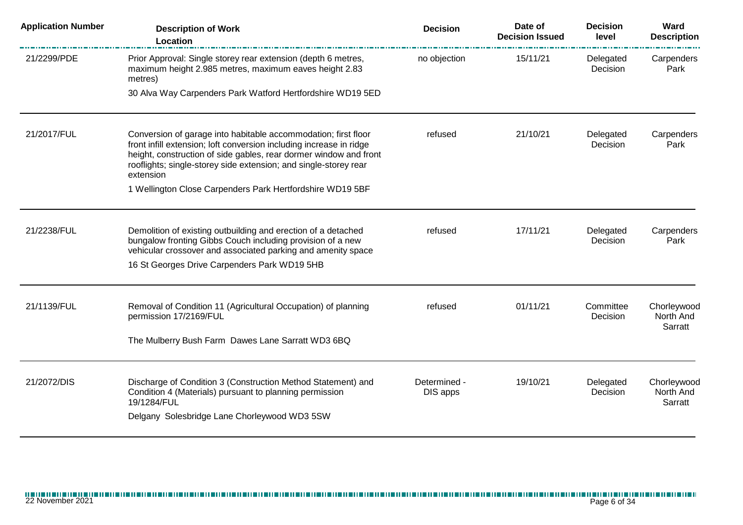| Application Number | Description of Work<br>Location | Decision | Date of Decision Issued | Decision level | Ward Description |
|---|---|---|---|---|---|
| 21/2299/PDE | Prior Approval: Single storey rear extension (depth 6 metres, maximum height 2.985 metres, maximum eaves height 2.83 metres)<br>30 Alva Way Carpenders Park Watford Hertfordshire WD19 5ED | no objection | 15/11/21 | Delegated Decision | Carpenders Park |
| 21/2017/FUL | Conversion of garage into habitable accommodation; first floor front infill extension; loft conversion including increase in ridge height, construction of side gables, rear dormer window and front rooflights; single-storey side extension; and single-storey rear extension<br>1 Wellington Close Carpenders Park Hertfordshire WD19 5BF | refused | 21/10/21 | Delegated Decision | Carpenders Park |
| 21/2238/FUL | Demolition of existing outbuilding and erection of a detached bungalow fronting Gibbs Couch including provision of a new vehicular crossover and associated parking and amenity space<br>16 St Georges Drive Carpenders Park WD19 5HB | refused | 17/11/21 | Delegated Decision | Carpenders Park |
| 21/1139/FUL | Removal of Condition 11 (Agricultural Occupation) of planning permission 17/2169/FUL<br>The Mulberry Bush Farm Dawes Lane Sarratt WD3 6BQ | refused | 01/11/21 | Committee Decision | Chorleywood North And Sarratt |
| 21/2072/DIS | Discharge of Condition 3 (Construction Method Statement) and Condition 4 (Materials) pursuant to planning permission 19/1284/FUL<br>Delgany Solesbridge Lane Chorleywood WD3 5SW | Determined - DIS apps | 19/10/21 | Delegated Decision | Chorleywood North And Sarratt |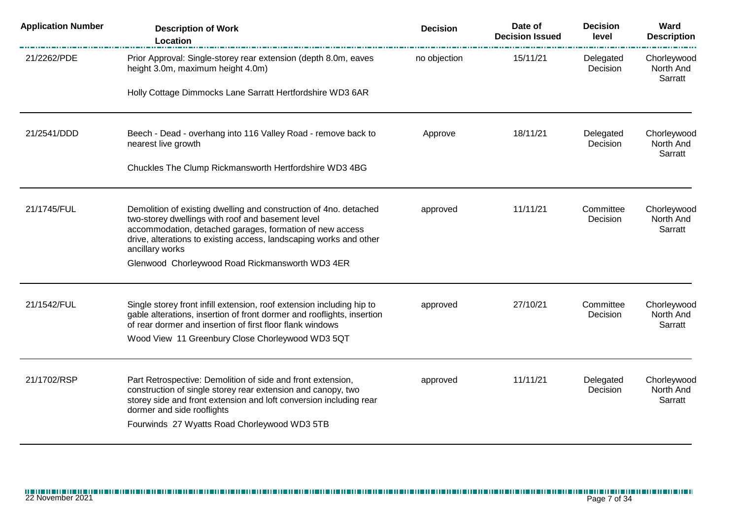| Application Number | Description of Work<br>Location | Decision | Date of Decision Issued | Decision level | Ward Description |
|---|---|---|---|---|---|
| 21/2262/PDE | Prior Approval: Single-storey rear extension (depth 8.0m, eaves height 3.0m, maximum height 4.0m)<br>Holly Cottage Dimmocks Lane Sarratt Hertfordshire WD3 6AR | no objection | 15/11/21 | Delegated Decision | Chorleywood North And Sarratt |
| 21/2541/DDD | Beech - Dead - overhang into 116 Valley Road - remove back to nearest live growth<br>Chuckles The Clump Rickmansworth Hertfordshire WD3 4BG | Approve | 18/11/21 | Delegated Decision | Chorleywood North And Sarratt |
| 21/1745/FUL | Demolition of existing dwelling and construction of 4no. detached two-storey dwellings with roof and basement level accommodation, detached garages, formation of new access drive, alterations to existing access, landscaping works and other ancillary works<br>Glenwood Chorleywood Road Rickmansworth WD3 4ER | approved | 11/11/21 | Committee Decision | Chorleywood North And Sarratt |
| 21/1542/FUL | Single storey front infill extension, roof extension including hip to gable alterations, insertion of front dormer and rooflights, insertion of rear dormer and insertion of first floor flank windows<br>Wood View 11 Greenbury Close Chorleywood WD3 5QT | approved | 27/10/21 | Committee Decision | Chorleywood North And Sarratt |
| 21/1702/RSP | Part Retrospective: Demolition of side and front extension, construction of single storey rear extension and canopy, two storey side and front extension and loft conversion including rear dormer and side rooflights<br>Fourwinds 27 Wyatts Road Chorleywood WD3 5TB | approved | 11/11/21 | Delegated Decision | Chorleywood North And Sarratt |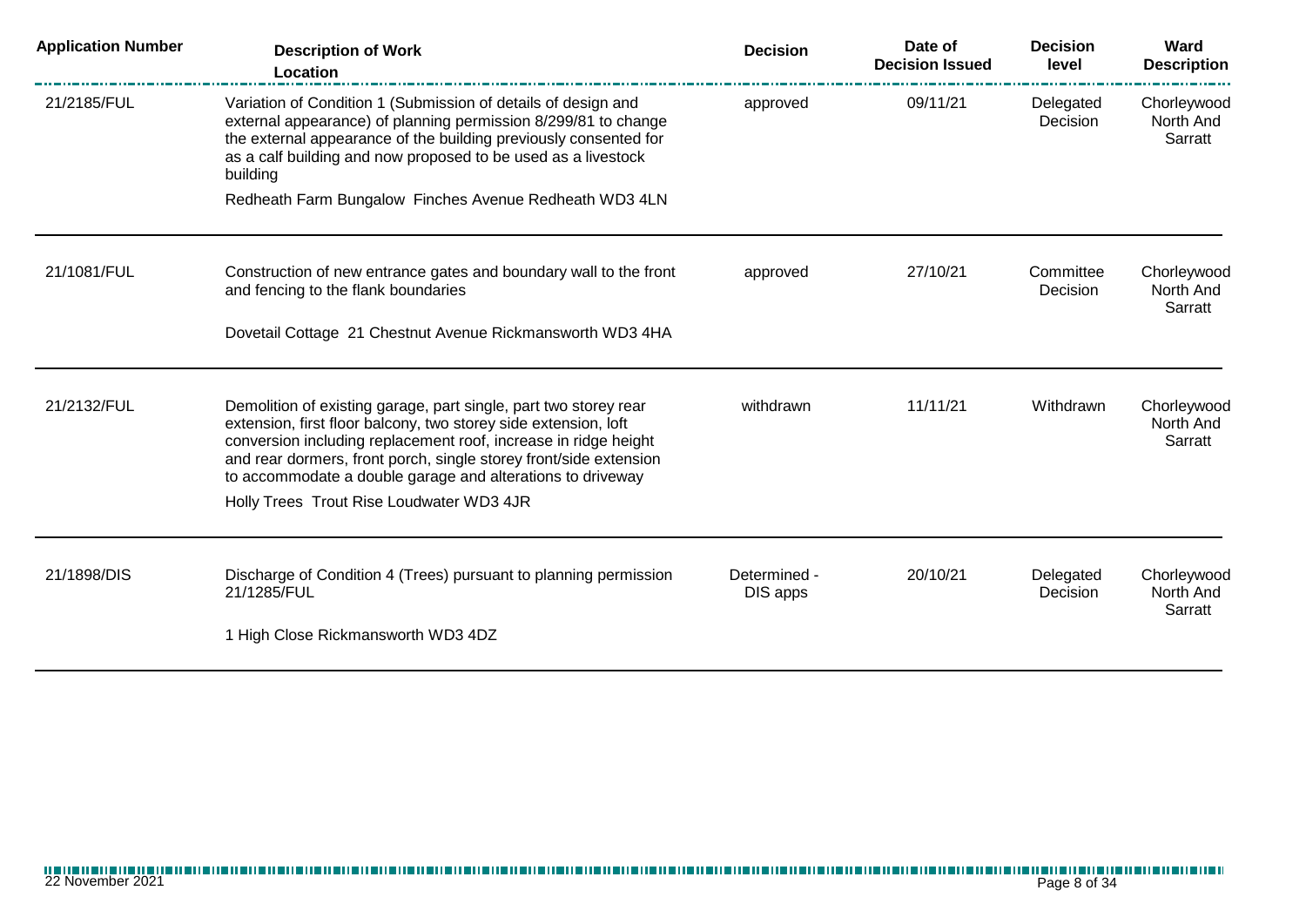| Application Number | Description of Work<br>Location | Decision | Date of Decision Issued | Decision level | Ward Description |
|---|---|---|---|---|---|
| 21/2185/FUL | Variation of Condition 1 (Submission of details of design and external appearance) of planning permission 8/299/81 to change the external appearance of the building previously consented for as a calf building and now proposed to be used as a livestock building<br><br>Redheath Farm Bungalow Finches Avenue Redheath WD3 4LN | approved | 09/11/21 | Delegated Decision | Chorleywood North And Sarratt |
| 21/1081/FUL | Construction of new entrance gates and boundary wall to the front and fencing to the flank boundaries<br><br>Dovetail Cottage 21 Chestnut Avenue Rickmansworth WD3 4HA | approved | 27/10/21 | Committee Decision | Chorleywood North And Sarratt |
| 21/2132/FUL | Demolition of existing garage, part single, part two storey rear extension, first floor balcony, two storey side extension, loft conversion including replacement roof, increase in ridge height and rear dormers, front porch, single storey front/side extension to accommodate a double garage and alterations to driveway<br><br>Holly Trees Trout Rise Loudwater WD3 4JR | withdrawn | 11/11/21 | Withdrawn | Chorleywood North And Sarratt |
| 21/1898/DIS | Discharge of Condition 4 (Trees) pursuant to planning permission 21/1285/FUL<br><br>1 High Close Rickmansworth WD3 4DZ | Determined - DIS apps | 20/10/21 | Delegated Decision | Chorleywood North And Sarratt |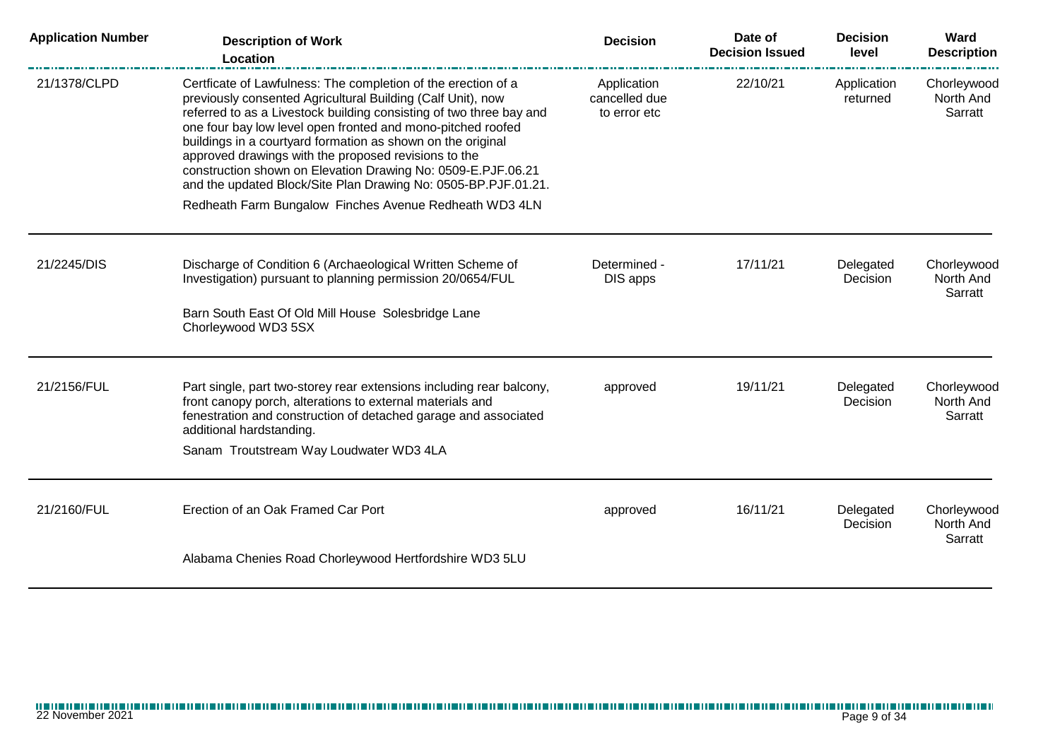| Application Number | Description of Work<br>Location | Decision | Date of Decision Issued | Decision level | Ward Description |
|---|---|---|---|---|---|
| 21/1378/CLPD | Certficate of Lawfulness: The completion of the erection of a previously consented Agricultural Building (Calf Unit), now referred to as a Livestock building consisting of two three bay and one four bay low level open fronted and mono-pitched roofed buildings in a courtyard formation as shown on the original approved drawings with the proposed revisions to the construction shown on Elevation Drawing No: 0509-E.PJF.06.21 and the updated Block/Site Plan Drawing No: 0505-BP.PJF.01.21.<br>Redheath Farm Bungalow Finches Avenue Redheath WD3 4LN | Application cancelled due to error etc | 22/10/21 | Application returned | Chorleywood North And Sarratt |
| 21/2245/DIS | Discharge of Condition 6 (Archaeological Written Scheme of Investigation) pursuant to planning permission 20/0654/FUL<br>Barn South East Of Old Mill House Solesbridge Lane Chorleywood WD3 5SX | Determined - DIS apps | 17/11/21 | Delegated Decision | Chorleywood North And Sarratt |
| 21/2156/FUL | Part single, part two-storey rear extensions including rear balcony, front canopy porch, alterations to external materials and fenestration and construction of detached garage and associated additional hardstanding.<br>Sanam Troutstream Way Loudwater WD3 4LA | approved | 19/11/21 | Delegated Decision | Chorleywood North And Sarratt |
| 21/2160/FUL | Erection of an Oak Framed Car Port<br>Alabama Chenies Road Chorleywood Hertfordshire WD3 5LU | approved | 16/11/21 | Delegated Decision | Chorleywood North And Sarratt |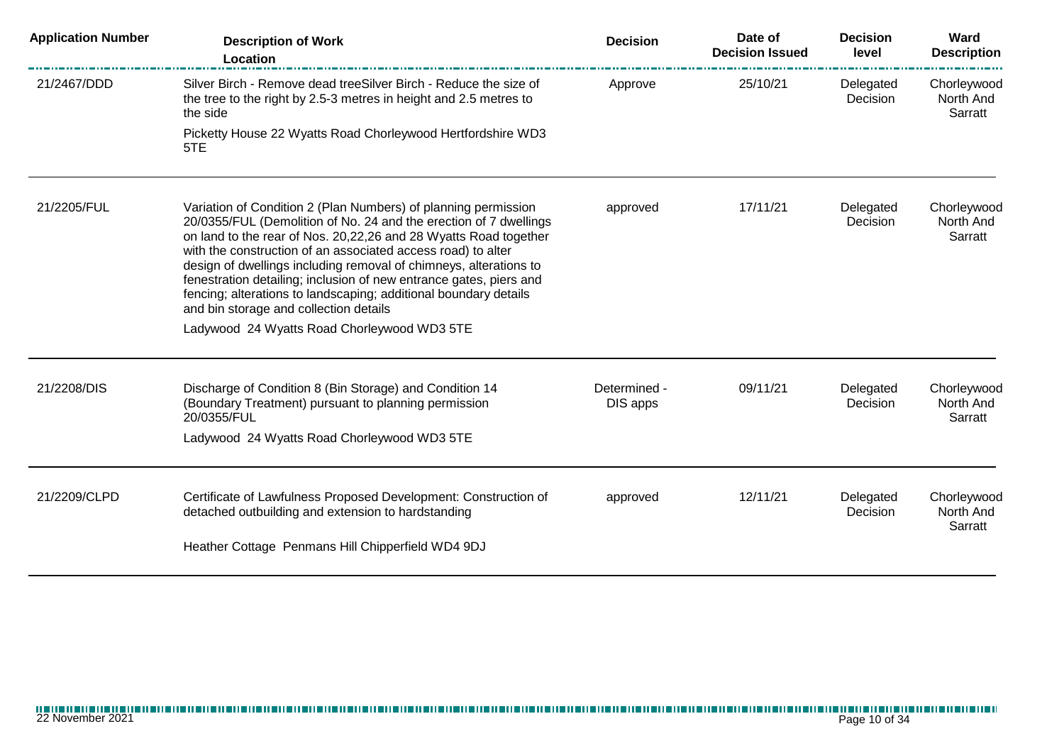| Application Number | Description of Work<br>Location | Decision | Date of Decision Issued | Decision level | Ward Description |
|---|---|---|---|---|---|
| 21/2467/DDD | Silver Birch - Remove dead treeSilver Birch - Reduce the size of the tree to the right by 2.5-3 metres in height and 2.5 metres to the side<br><br>Picketty House 22 Wyatts Road Chorleywood Hertfordshire WD3 5TE | Approve | 25/10/21 | Delegated Decision | Chorleywood North And Sarratt |
| 21/2205/FUL | Variation of Condition 2 (Plan Numbers) of planning permission 20/0355/FUL (Demolition of No. 24 and the erection of 7 dwellings on land to the rear of Nos. 20,22,26 and 28 Wyatts Road together with the construction of an associated access road) to alter design of dwellings including removal of chimneys, alterations to fenestration detailing; inclusion of new entrance gates, piers and fencing; alterations to landscaping; additional boundary details and bin storage and collection details<br><br>Ladywood 24 Wyatts Road Chorleywood WD3 5TE | approved | 17/11/21 | Delegated Decision | Chorleywood North And Sarratt |
| 21/2208/DIS | Discharge of Condition 8 (Bin Storage) and Condition 14 (Boundary Treatment) pursuant to planning permission 20/0355/FUL<br><br>Ladywood 24 Wyatts Road Chorleywood WD3 5TE | Determined - DIS apps | 09/11/21 | Delegated Decision | Chorleywood North And Sarratt |
| 21/2209/CLPD | Certificate of Lawfulness Proposed Development: Construction of detached outbuilding and extension to hardstanding<br><br>Heather Cottage Penmans Hill Chipperfield WD4 9DJ | approved | 12/11/21 | Delegated Decision | Chorleywood North And Sarratt |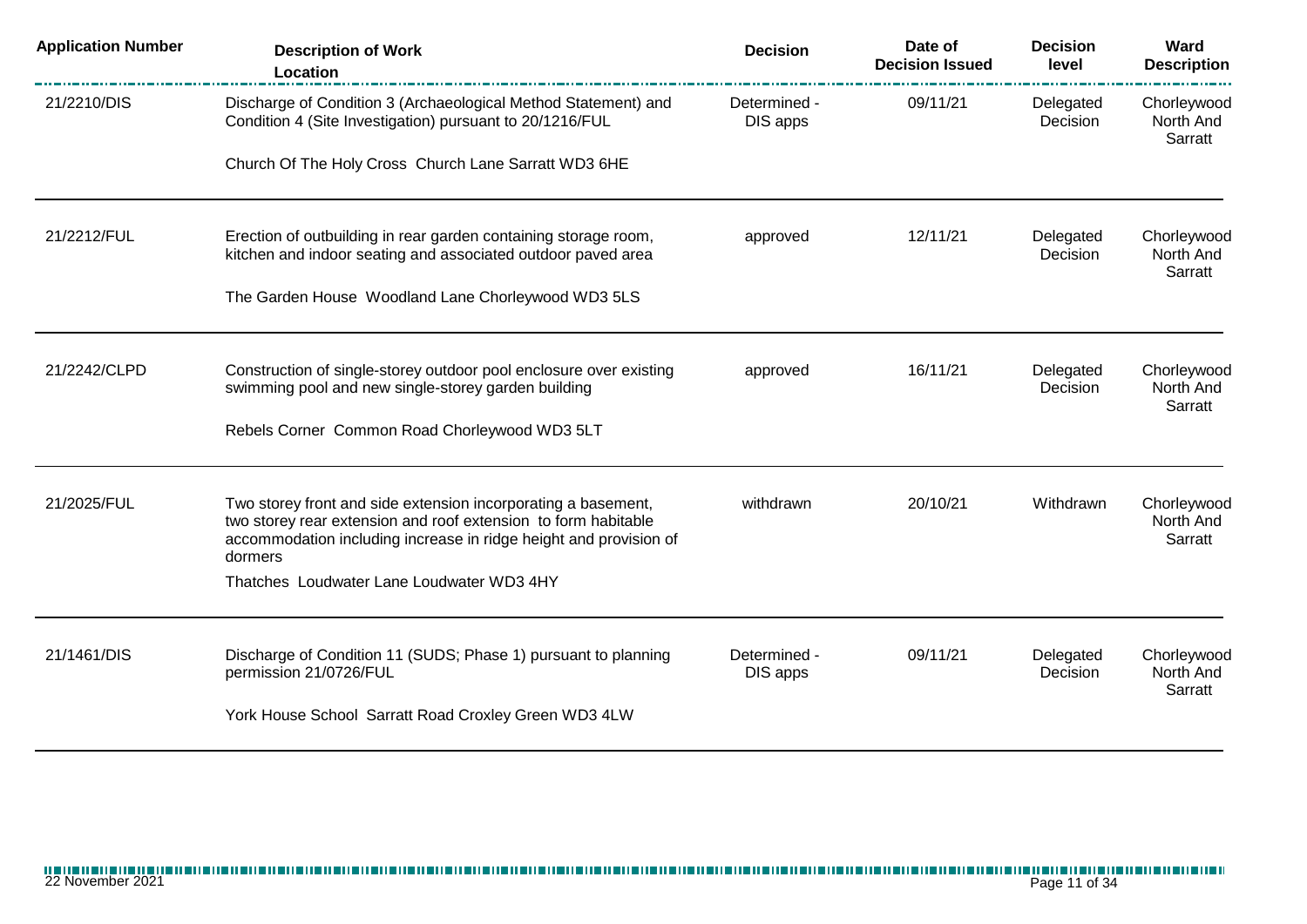| Application Number | Description of Work<br>Location | Decision | Date of Decision Issued | Decision level | Ward Description |
|---|---|---|---|---|---|
| 21/2210/DIS | Discharge of Condition 3 (Archaeological Method Statement) and Condition 4 (Site Investigation) pursuant to 20/1216/FUL<br><br>Church Of The Holy Cross Church Lane Sarratt WD3 6HE | Determined - DIS apps | 09/11/21 | Delegated Decision | Chorleywood North And Sarratt |
| 21/2212/FUL | Erection of outbuilding in rear garden containing storage room, kitchen and indoor seating and associated outdoor paved area<br><br>The Garden House Woodland Lane Chorleywood WD3 5LS | approved | 12/11/21 | Delegated Decision | Chorleywood North And Sarratt |
| 21/2242/CLPD | Construction of single-storey outdoor pool enclosure over existing swimming pool and new single-storey garden building<br><br>Rebels Corner Common Road Chorleywood WD3 5LT | approved | 16/11/21 | Delegated Decision | Chorleywood North And Sarratt |
| 21/2025/FUL | Two storey front and side extension incorporating a basement, two storey rear extension and roof extension to form habitable accommodation including increase in ridge height and provision of dormers<br><br>Thatches Loudwater Lane Loudwater WD3 4HY | withdrawn | 20/10/21 | Withdrawn | Chorleywood North And Sarratt |
| 21/1461/DIS | Discharge of Condition 11 (SUDS; Phase 1) pursuant to planning permission 21/0726/FUL<br><br>York House School Sarratt Road Croxley Green WD3 4LW | Determined - DIS apps | 09/11/21 | Delegated Decision | Chorleywood North And Sarratt |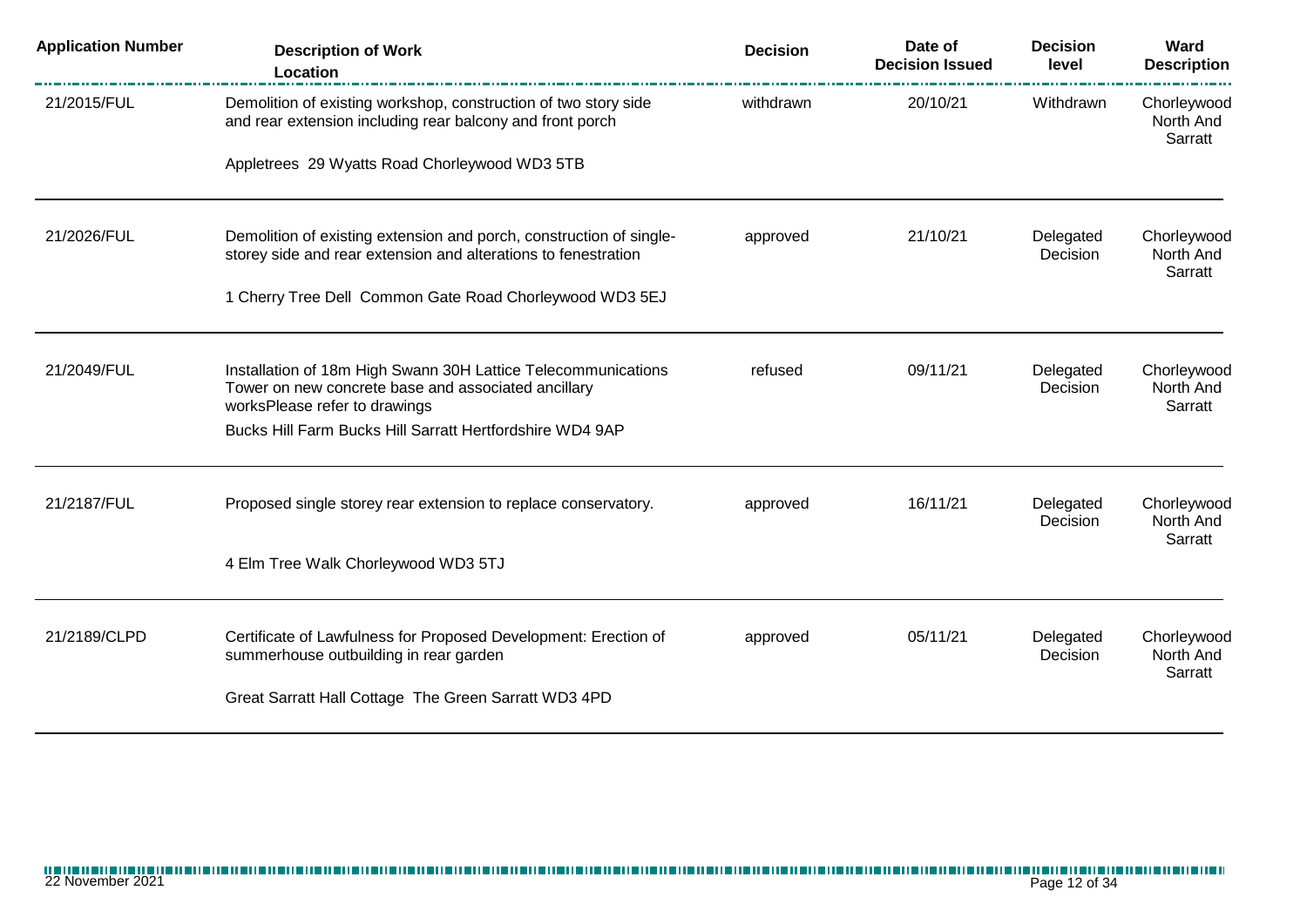| Application Number | Description of Work<br>Location | Decision | Date of Decision Issued | Decision level | Ward Description |
|---|---|---|---|---|---|
| 21/2015/FUL | Demolition of existing workshop, construction of two story side and rear extension including rear balcony and front porch<br>Appletrees 29 Wyatts Road Chorleywood WD3 5TB | withdrawn | 20/10/21 | Withdrawn | Chorleywood North And Sarratt |
| 21/2026/FUL | Demolition of existing extension and porch, construction of single-storey side and rear extension and alterations to fenestration<br>1 Cherry Tree Dell Common Gate Road Chorleywood WD3 5EJ | approved | 21/10/21 | Delegated Decision | Chorleywood North And Sarratt |
| 21/2049/FUL | Installation of 18m High Swann 30H Lattice Telecommunications Tower on new concrete base and associated ancillary worksPlease refer to drawings<br>Bucks Hill Farm Bucks Hill Sarratt Hertfordshire WD4 9AP | refused | 09/11/21 | Delegated Decision | Chorleywood North And Sarratt |
| 21/2187/FUL | Proposed single storey rear extension to replace conservatory.<br>4 Elm Tree Walk Chorleywood WD3 5TJ | approved | 16/11/21 | Delegated Decision | Chorleywood North And Sarratt |
| 21/2189/CLPD | Certificate of Lawfulness for Proposed Development: Erection of summerhouse outbuilding in rear garden<br>Great Sarratt Hall Cottage The Green Sarratt WD3 4PD | approved | 05/11/21 | Delegated Decision | Chorleywood North And Sarratt |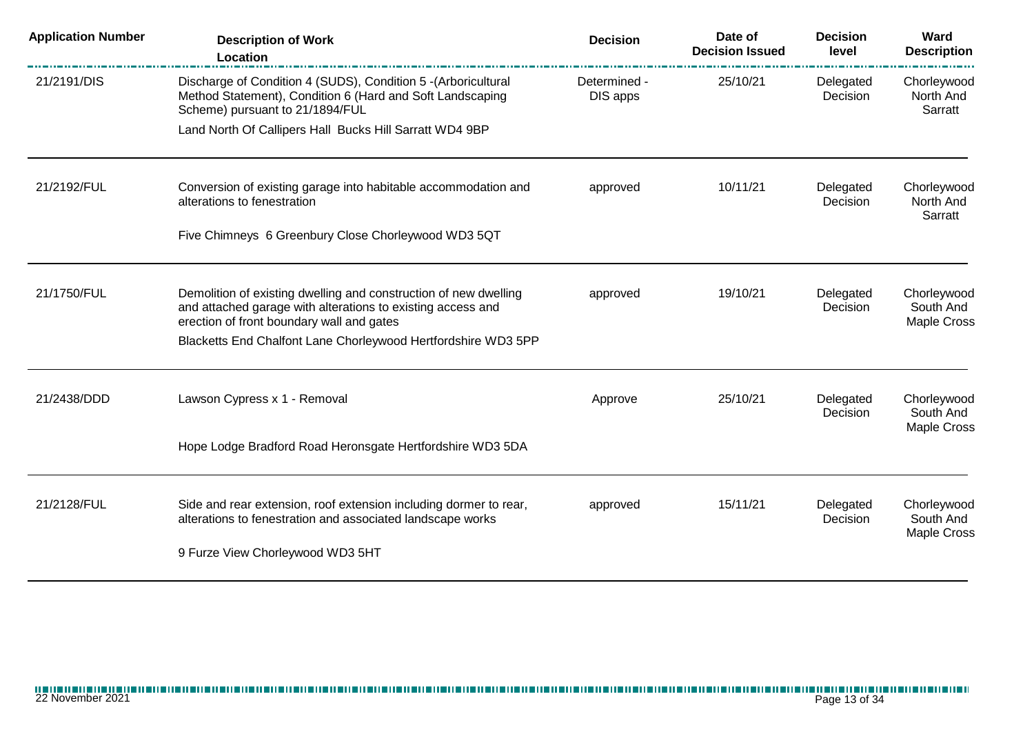| Application Number | Description of Work<br>Location | Decision | Date of Decision Issued | Decision level | Ward Description |
|---|---|---|---|---|---|
| 21/2191/DIS | Discharge of Condition 4 (SUDS), Condition 5 -(Arboricultural Method Statement), Condition 6 (Hard and Soft Landscaping Scheme) pursuant to 21/1894/FUL<br>Land North Of Callipers Hall Bucks Hill Sarratt WD4 9BP | Determined - DIS apps | 25/10/21 | Delegated Decision | Chorleywood North And Sarratt |
| 21/2192/FUL | Conversion of existing garage into habitable accommodation and alterations to fenestration<br>Five Chimneys 6 Greenbury Close Chorleywood WD3 5QT | approved | 10/11/21 | Delegated Decision | Chorleywood North And Sarratt |
| 21/1750/FUL | Demolition of existing dwelling and construction of new dwelling and attached garage with alterations to existing access and erection of front boundary wall and gates<br>Blacketts End Chalfont Lane Chorleywood Hertfordshire WD3 5PP | approved | 19/10/21 | Delegated Decision | Chorleywood South And Maple Cross |
| 21/2438/DDD | Lawson Cypress x 1 - Removal<br>Hope Lodge Bradford Road Heronsgate Hertfordshire WD3 5DA | Approve | 25/10/21 | Delegated Decision | Chorleywood South And Maple Cross |
| 21/2128/FUL | Side and rear extension, roof extension including dormer to rear, alterations to fenestration and associated landscape works<br>9 Furze View Chorleywood WD3 5HT | approved | 15/11/21 | Delegated Decision | Chorleywood South And Maple Cross |

22 November 2021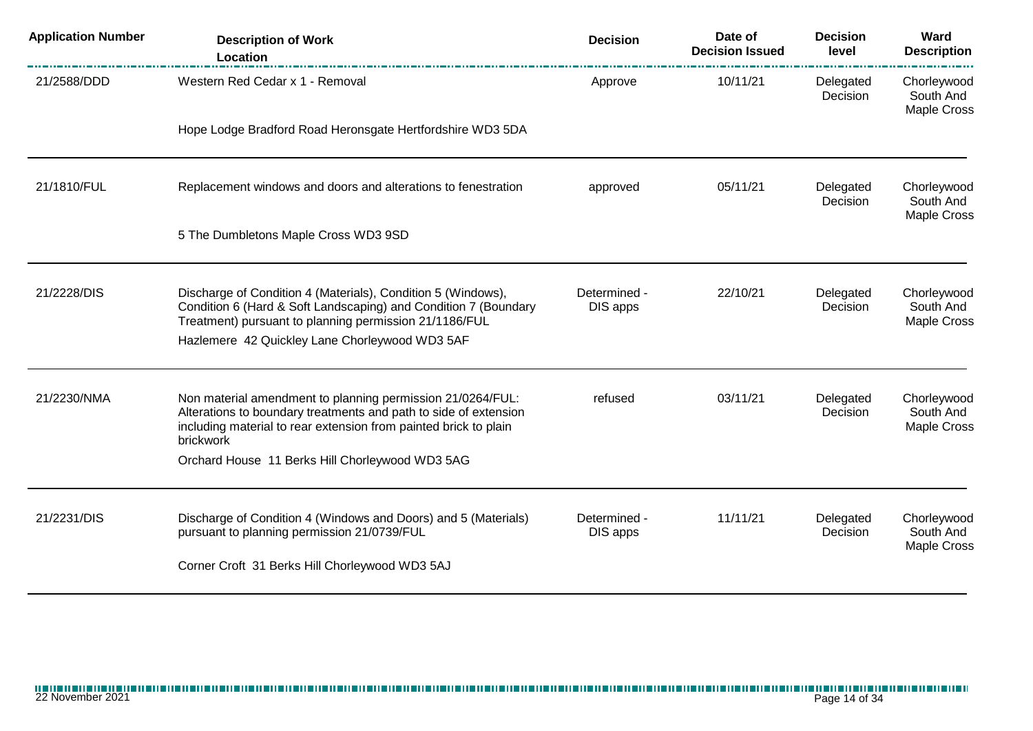| Application Number | Description of Work Location | Decision | Date of Decision Issued | Decision level | Ward Description |
|---|---|---|---|---|---|
| 21/2588/DDD | Western Red Cedar x 1 - Removal<br>Hope Lodge Bradford Road Heronsgate Hertfordshire WD3 5DA | Approve | 10/11/21 | Delegated Decision | Chorleywood South And Maple Cross |
| 21/1810/FUL | Replacement windows and doors and alterations to fenestration<br>5 The Dumbletons Maple Cross WD3 9SD | approved | 05/11/21 | Delegated Decision | Chorleywood South And Maple Cross |
| 21/2228/DIS | Discharge of Condition 4 (Materials), Condition 5 (Windows), Condition 6 (Hard & Soft Landscaping) and Condition 7 (Boundary Treatment) pursuant to planning permission 21/1186/FUL<br>Hazlemere 42 Quickley Lane Chorleywood WD3 5AF | Determined - DIS apps | 22/10/21 | Delegated Decision | Chorleywood South And Maple Cross |
| 21/2230/NMA | Non material amendment to planning permission 21/0264/FUL: Alterations to boundary treatments and path to side of extension including material to rear extension from painted brick to plain brickwork<br>Orchard House 11 Berks Hill Chorleywood WD3 5AG | refused | 03/11/21 | Delegated Decision | Chorleywood South And Maple Cross |
| 21/2231/DIS | Discharge of Condition 4 (Windows and Doors) and 5 (Materials) pursuant to planning permission 21/0739/FUL<br>Corner Croft 31 Berks Hill Chorleywood WD3 5AJ | Determined - DIS apps | 11/11/21 | Delegated Decision | Chorleywood South And Maple Cross |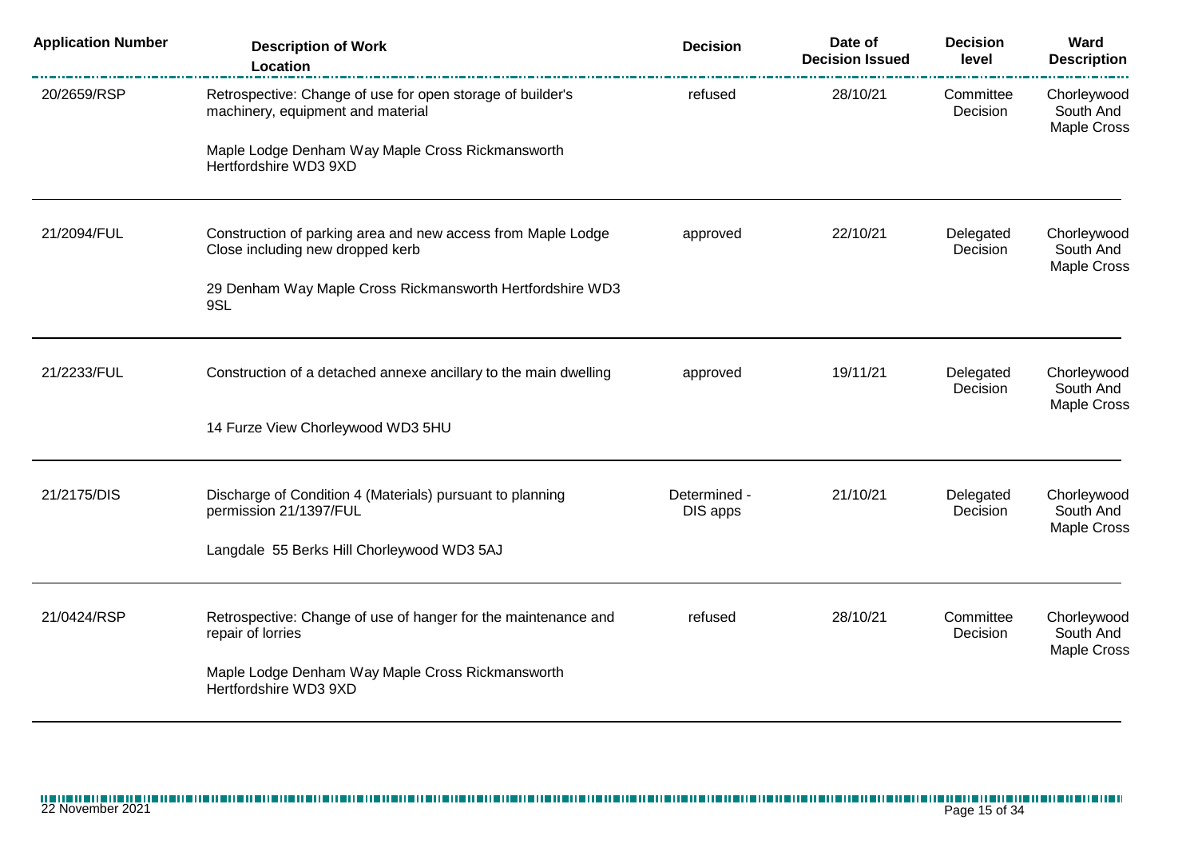| Application Number | Description of Work<br>Location | Decision | Date of Decision Issued | Decision level | Ward Description |
|---|---|---|---|---|---|
| 20/2659/RSP | Retrospective: Change of use for open storage of builder's machinery, equipment and material<br><br>Maple Lodge Denham Way Maple Cross Rickmansworth Hertfordshire WD3 9XD | refused | 28/10/21 | Committee Decision | Chorleywood South And Maple Cross |
| 21/2094/FUL | Construction of parking area and new access from Maple Lodge Close including new dropped kerb<br><br>29 Denham Way Maple Cross Rickmansworth Hertfordshire WD3 9SL | approved | 22/10/21 | Delegated Decision | Chorleywood South And Maple Cross |
| 21/2233/FUL | Construction of a detached annexe ancillary to the main dwelling<br><br>14 Furze View Chorleywood WD3 5HU | approved | 19/11/21 | Delegated Decision | Chorleywood South And Maple Cross |
| 21/2175/DIS | Discharge of Condition 4 (Materials) pursuant to planning permission 21/1397/FUL<br><br>Langdale 55 Berks Hill Chorleywood WD3 5AJ | Determined - DIS apps | 21/10/21 | Delegated Decision | Chorleywood South And Maple Cross |
| 21/0424/RSP | Retrospective: Change of use of hanger for the maintenance and repair of lorries<br><br>Maple Lodge Denham Way Maple Cross Rickmansworth Hertfordshire WD3 9XD | refused | 28/10/21 | Committee Decision | Chorleywood South And Maple Cross |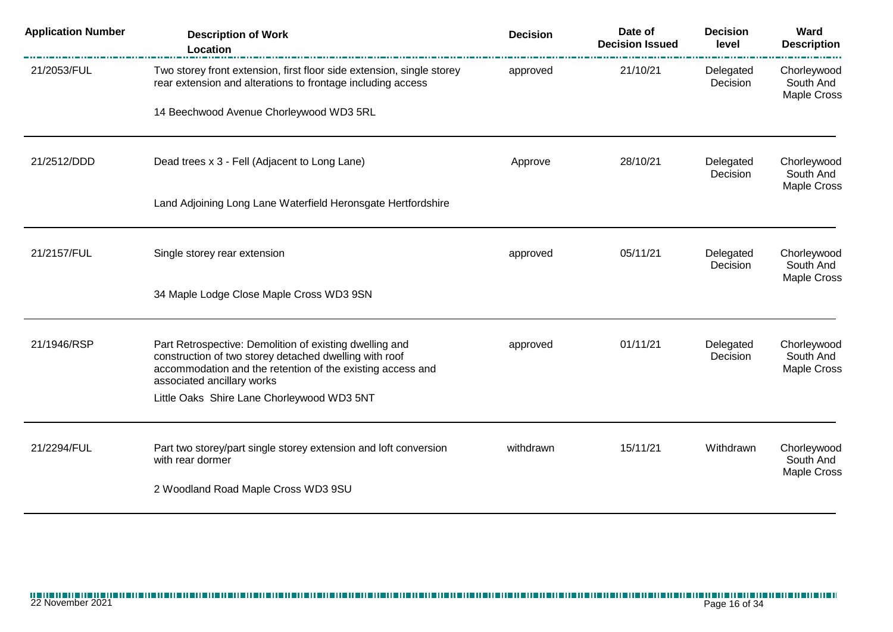| Application Number | Description of Work<br>Location | Decision | Date of Decision Issued | Decision level | Ward Description |
|---|---|---|---|---|---|
| 21/2053/FUL | Two storey front extension, first floor side extension, single storey rear extension and alterations to frontage including access<br><br>14 Beechwood Avenue Chorleywood WD3 5RL | approved | 21/10/21 | Delegated Decision | Chorleywood South And Maple Cross |
| 21/2512/DDD | Dead trees x 3 - Fell (Adjacent to Long Lane)<br><br>Land Adjoining Long Lane Waterfield Heronsgate Hertfordshire | Approve | 28/10/21 | Delegated Decision | Chorleywood South And Maple Cross |
| 21/2157/FUL | Single storey rear extension<br><br>34 Maple Lodge Close Maple Cross WD3 9SN | approved | 05/11/21 | Delegated Decision | Chorleywood South And Maple Cross |
| 21/1946/RSP | Part Retrospective: Demolition of existing dwelling and construction of two storey detached dwelling with roof accommodation and the retention of the existing access and associated ancillary works<br><br>Little Oaks Shire Lane Chorleywood WD3 5NT | approved | 01/11/21 | Delegated Decision | Chorleywood South And Maple Cross |
| 21/2294/FUL | Part two storey/part single storey extension and loft conversion with rear dormer<br><br>2 Woodland Road Maple Cross WD3 9SU | withdrawn | 15/11/21 | Withdrawn | Chorleywood South And Maple Cross |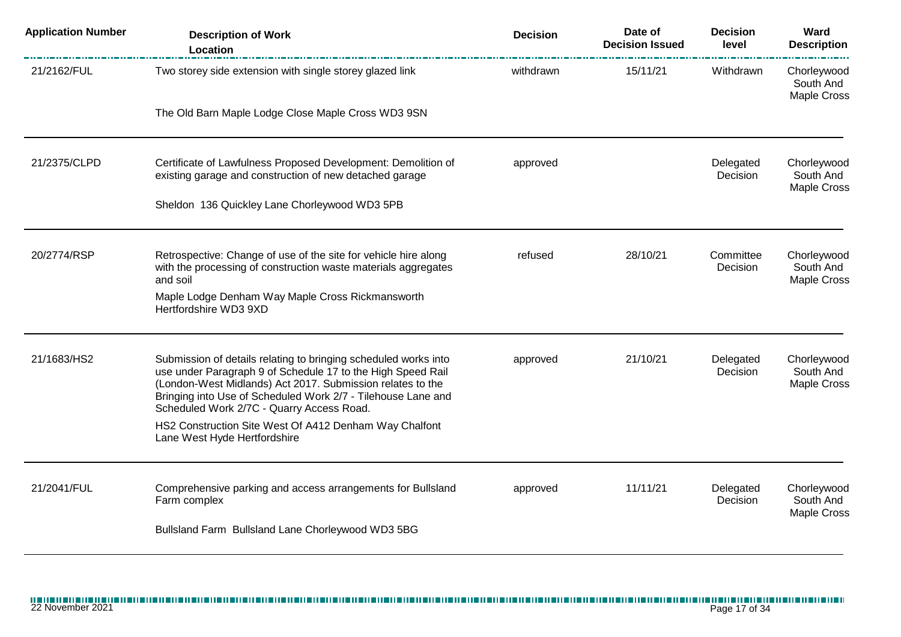| Application Number | Description of Work<br>Location | Decision | Date of Decision Issued | Decision level | Ward Description |
|---|---|---|---|---|---|
| 21/2162/FUL | Two storey side extension with single storey glazed link<br><br>The Old Barn Maple Lodge Close Maple Cross WD3 9SN | withdrawn | 15/11/21 | Withdrawn | Chorleywood South And Maple Cross |
| 21/2375/CLPD | Certificate of Lawfulness Proposed Development: Demolition of existing garage and construction of new detached garage<br><br>Sheldon 136 Quickley Lane Chorleywood WD3 5PB | approved | | Delegated Decision | Chorleywood South And Maple Cross |
| 20/2774/RSP | Retrospective: Change of use of the site for vehicle hire along with the processing of construction waste materials aggregates and soil<br><br>Maple Lodge Denham Way Maple Cross Rickmansworth Hertfordshire WD3 9XD | refused | 28/10/21 | Committee Decision | Chorleywood South And Maple Cross |
| 21/1683/HS2 | Submission of details relating to bringing scheduled works into use under Paragraph 9 of Schedule 17 to the High Speed Rail (London-West Midlands) Act 2017. Submission relates to the Bringing into Use of Scheduled Work 2/7 - Tilehouse Lane and Scheduled Work 2/7C - Quarry Access Road.<br><br>HS2 Construction Site West Of A412 Denham Way Chalfont Lane West Hyde Hertfordshire | approved | 21/10/21 | Delegated Decision | Chorleywood South And Maple Cross |
| 21/2041/FUL | Comprehensive parking and access arrangements for Bullsland Farm complex<br><br>Bullsland Farm Bullsland Lane Chorleywood WD3 5BG | approved | 11/11/21 | Delegated Decision | Chorleywood South And Maple Cross |

22 November 2021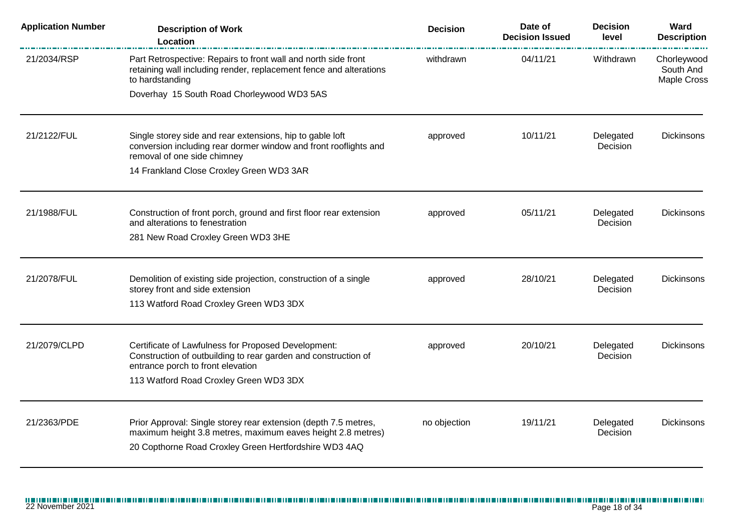| Application Number | Description of Work<br>Location | Decision | Date of Decision Issued | Decision level | Ward Description |
|---|---|---|---|---|---|
| 21/2034/RSP | Part Retrospective: Repairs to front wall and north side front retaining wall including render, replacement fence and alterations to hardstanding<br>Doverhay 15 South Road Chorleywood WD3 5AS | withdrawn | 04/11/21 | Withdrawn | Chorleywood South And Maple Cross |
| 21/2122/FUL | Single storey side and rear extensions, hip to gable loft conversion including rear dormer window and front rooflights and removal of one side chimney<br>14 Frankland Close Croxley Green WD3 3AR | approved | 10/11/21 | Delegated Decision | Dickinsons |
| 21/1988/FUL | Construction of front porch, ground and first floor rear extension and alterations to fenestration<br>281 New Road Croxley Green WD3 3HE | approved | 05/11/21 | Delegated Decision | Dickinsons |
| 21/2078/FUL | Demolition of existing side projection, construction of a single storey front and side extension<br>113 Watford Road Croxley Green WD3 3DX | approved | 28/10/21 | Delegated Decision | Dickinsons |
| 21/2079/CLPD | Certificate of Lawfulness for Proposed Development: Construction of outbuilding to rear garden and construction of entrance porch to front elevation<br>113 Watford Road Croxley Green WD3 3DX | approved | 20/10/21 | Delegated Decision | Dickinsons |
| 21/2363/PDE | Prior Approval: Single storey rear extension (depth 7.5 metres, maximum height 3.8 metres, maximum eaves height 2.8 metres)<br>20 Copthorne Road Croxley Green Hertfordshire WD3 4AQ | no objection | 19/11/21 | Delegated Decision | Dickinsons |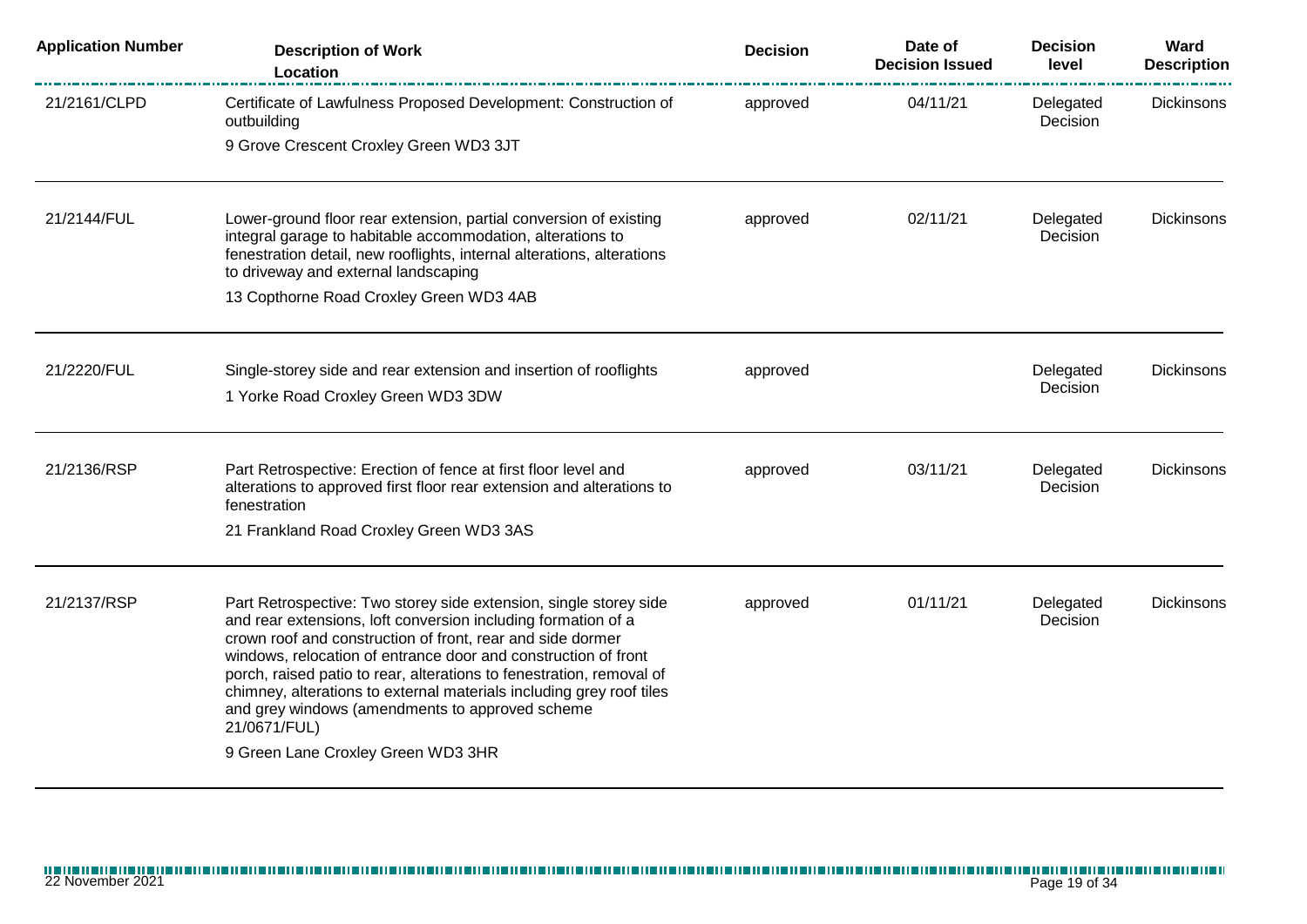| Application Number | Description of Work Location | Decision | Date of Decision Issued | Decision level | Ward Description |
| --- | --- | --- | --- | --- | --- |
| 21/2161/CLPD | Certificate of Lawfulness Proposed Development: Construction of outbuilding<br>9 Grove Crescent Croxley Green WD3 3JT | approved | 04/11/21 | Delegated Decision | Dickinsons |
| 21/2144/FUL | Lower-ground floor rear extension, partial conversion of existing integral garage to habitable accommodation, alterations to fenestration detail, new rooflights, internal alterations, alterations to driveway and external landscaping<br>13 Copthorne Road Croxley Green WD3 4AB | approved | 02/11/21 | Delegated Decision | Dickinsons |
| 21/2220/FUL | Single-storey side and rear extension and insertion of rooflights<br>1 Yorke Road Croxley Green WD3 3DW | approved | | Delegated Decision | Dickinsons |
| 21/2136/RSP | Part Retrospective: Erection of fence at first floor level and alterations to approved first floor rear extension and alterations to fenestration<br>21 Frankland Road Croxley Green WD3 3AS | approved | 03/11/21 | Delegated Decision | Dickinsons |
| 21/2137/RSP | Part Retrospective: Two storey side extension, single storey side and rear extensions, loft conversion including formation of a crown roof and construction of front, rear and side dormer windows, relocation of entrance door and construction of front porch, raised patio to rear, alterations to fenestration, removal of chimney, alterations to external materials including grey roof tiles and grey windows (amendments to approved scheme 21/0671/FUL)<br>9 Green Lane Croxley Green WD3 3HR | approved | 01/11/21 | Delegated Decision | Dickinsons |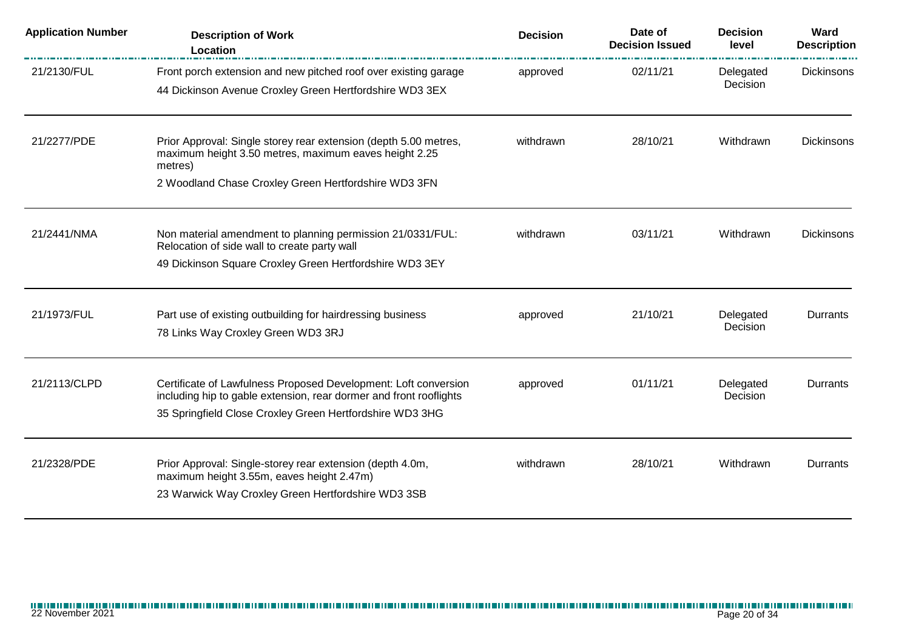| Application Number | Description of Work<br>Location | Decision | Date of Decision Issued | Decision level | Ward Description |
|---|---|---|---|---|---|
| 21/2130/FUL | Front porch extension and new pitched roof over existing garage<br>44 Dickinson Avenue Croxley Green Hertfordshire WD3 3EX | approved | 02/11/21 | Delegated Decision | Dickinsons |
| 21/2277/PDE | Prior Approval: Single storey rear extension (depth 5.00 metres, maximum height 3.50 metres, maximum eaves height 2.25 metres)<br>2 Woodland Chase Croxley Green Hertfordshire WD3 3FN | withdrawn | 28/10/21 | Withdrawn | Dickinsons |
| 21/2441/NMA | Non material amendment to planning permission 21/0331/FUL: Relocation of side wall to create party wall<br>49 Dickinson Square Croxley Green Hertfordshire WD3 3EY | withdrawn | 03/11/21 | Withdrawn | Dickinsons |
| 21/1973/FUL | Part use of existing outbuilding for hairdressing business<br>78 Links Way Croxley Green WD3 3RJ | approved | 21/10/21 | Delegated Decision | Durrants |
| 21/2113/CLPD | Certificate of Lawfulness Proposed Development: Loft conversion including hip to gable extension, rear dormer and front rooflights<br>35 Springfield Close Croxley Green Hertfordshire WD3 3HG | approved | 01/11/21 | Delegated Decision | Durrants |
| 21/2328/PDE | Prior Approval: Single-storey rear extension (depth 4.0m, maximum height 3.55m, eaves height 2.47m)<br>23 Warwick Way Croxley Green Hertfordshire WD3 3SB | withdrawn | 28/10/21 | Withdrawn | Durrants |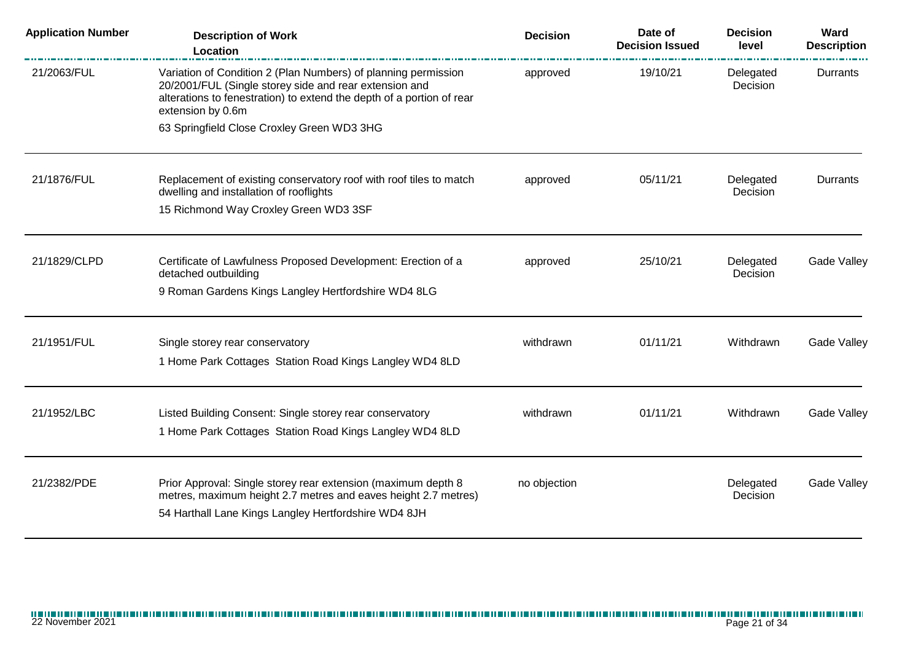| Application Number | Description of Work<br>Location | Decision | Date of Decision Issued | Decision level | Ward Description |
|---|---|---|---|---|---|
| 21/2063/FUL | Variation of Condition 2 (Plan Numbers) of planning permission 20/2001/FUL (Single storey side and rear extension and alterations to fenestration) to extend the depth of a portion of rear extension by 0.6m<br>63 Springfield Close Croxley Green WD3 3HG | approved | 19/10/21 | Delegated Decision | Durrants |
| 21/1876/FUL | Replacement of existing conservatory roof with roof tiles to match dwelling and installation of rooflights<br>15 Richmond Way Croxley Green WD3 3SF | approved | 05/11/21 | Delegated Decision | Durrants |
| 21/1829/CLPD | Certificate of Lawfulness Proposed Development: Erection of a detached outbuilding<br>9 Roman Gardens Kings Langley Hertfordshire WD4 8LG | approved | 25/10/21 | Delegated Decision | Gade Valley |
| 21/1951/FUL | Single storey rear conservatory<br>1 Home Park Cottages Station Road Kings Langley WD4 8LD | withdrawn | 01/11/21 | Withdrawn | Gade Valley |
| 21/1952/LBC | Listed Building Consent: Single storey rear conservatory<br>1 Home Park Cottages Station Road Kings Langley WD4 8LD | withdrawn | 01/11/21 | Withdrawn | Gade Valley |
| 21/2382/PDE | Prior Approval: Single storey rear extension (maximum depth 8 metres, maximum height 2.7 metres and eaves height 2.7 metres)<br>54 Harthall Lane Kings Langley Hertfordshire WD4 8JH | no objection | | Delegated Decision | Gade Valley |

22 November 2021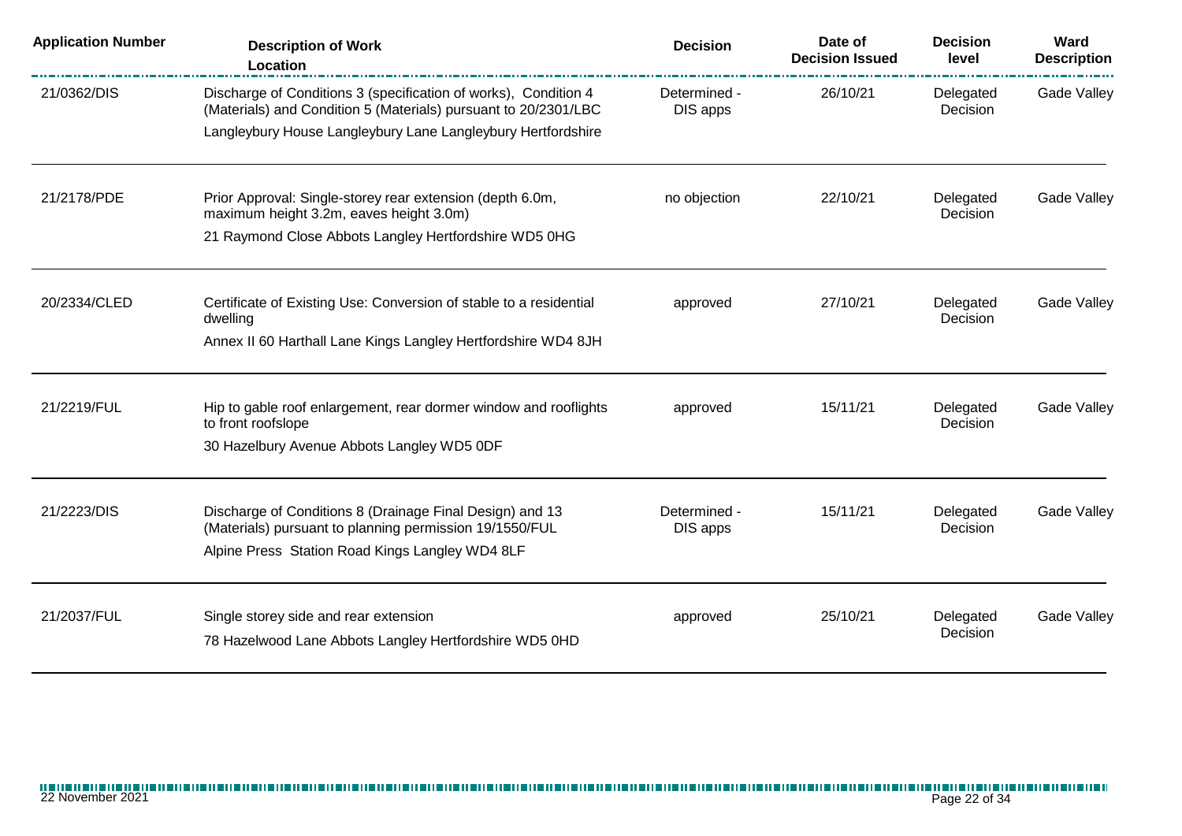| Application Number | Description of Work<br>Location | Decision | Date of Decision Issued | Decision level | Ward Description |
|---|---|---|---|---|---|
| 21/0362/DIS | Discharge of Conditions 3 (specification of works), Condition 4 (Materials) and Condition 5 (Materials) pursuant to 20/2301/LBC<br>Langleybury House Langleybury Lane Langleybury Hertfordshire | Determined - DIS apps | 26/10/21 | Delegated Decision | Gade Valley |
| 21/2178/PDE | Prior Approval: Single-storey rear extension (depth 6.0m, maximum height 3.2m, eaves height 3.0m)<br>21 Raymond Close Abbots Langley Hertfordshire WD5 0HG | no objection | 22/10/21 | Delegated Decision | Gade Valley |
| 20/2334/CLED | Certificate of Existing Use: Conversion of stable to a residential dwelling<br>Annex II 60 Harthall Lane Kings Langley Hertfordshire WD4 8JH | approved | 27/10/21 | Delegated Decision | Gade Valley |
| 21/2219/FUL | Hip to gable roof enlargement, rear dormer window and rooflights to front roofslope<br>30 Hazelbury Avenue Abbots Langley WD5 0DF | approved | 15/11/21 | Delegated Decision | Gade Valley |
| 21/2223/DIS | Discharge of Conditions 8 (Drainage Final Design) and 13 (Materials) pursuant to planning permission 19/1550/FUL<br>Alpine Press Station Road Kings Langley WD4 8LF | Determined - DIS apps | 15/11/21 | Delegated Decision | Gade Valley |
| 21/2037/FUL | Single storey side and rear extension<br>78 Hazelwood Lane Abbots Langley Hertfordshire WD5 0HD | approved | 25/10/21 | Delegated Decision | Gade Valley |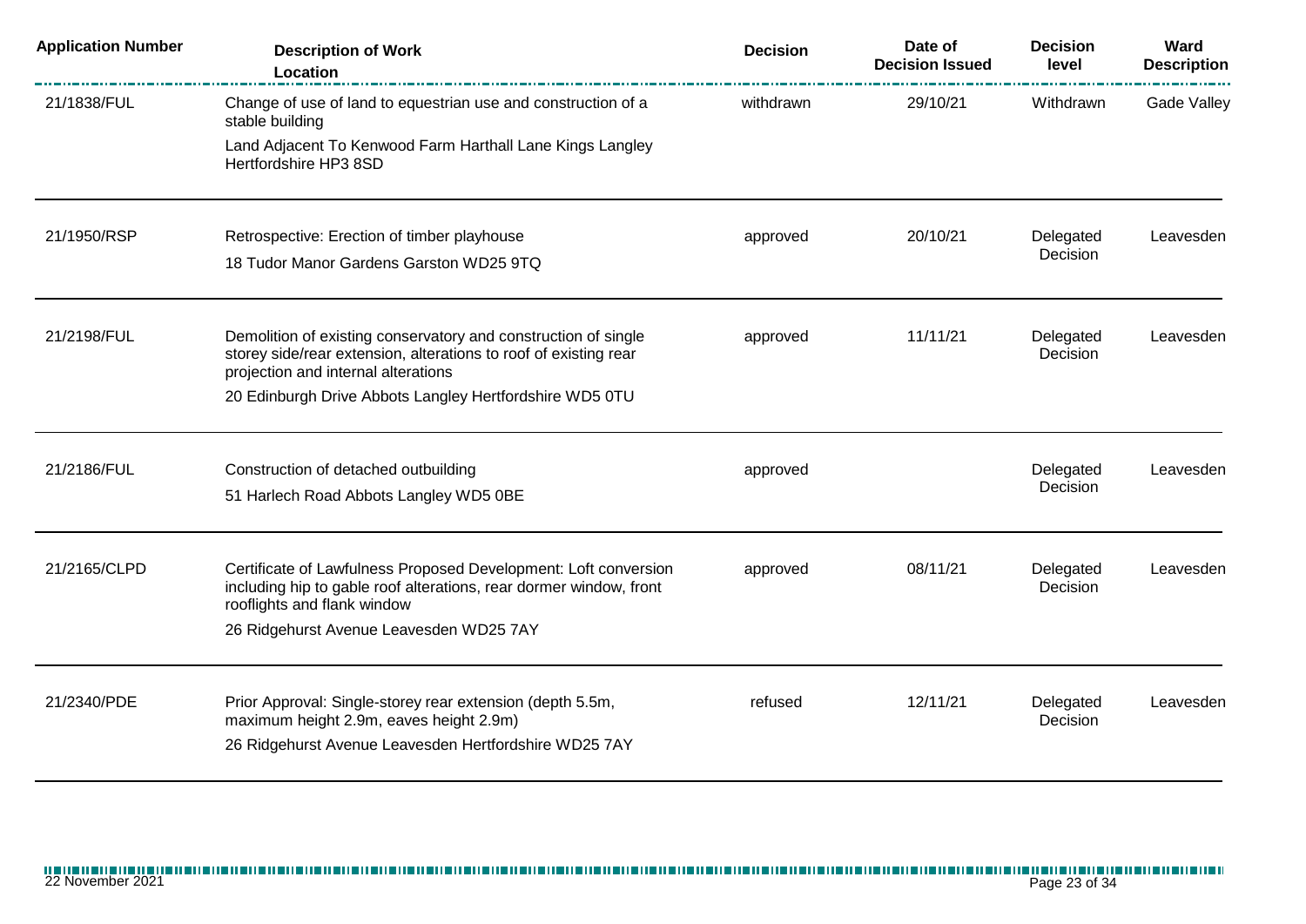| Application Number | Description of Work<br>Location | Decision | Date of Decision Issued | Decision level | Ward Description |
|---|---|---|---|---|---|
| 21/1838/FUL | Change of use of land to equestrian use and construction of a stable building<br>Land Adjacent To Kenwood Farm Harthall Lane Kings Langley Hertfordshire HP3 8SD | withdrawn | 29/10/21 | Withdrawn | Gade Valley |
| 21/1950/RSP | Retrospective: Erection of timber playhouse<br>18 Tudor Manor Gardens Garston WD25 9TQ | approved | 20/10/21 | Delegated Decision | Leavesden |
| 21/2198/FUL | Demolition of existing conservatory and construction of single storey side/rear extension, alterations to roof of existing rear projection and internal alterations<br>20 Edinburgh Drive Abbots Langley Hertfordshire WD5 0TU | approved | 11/11/21 | Delegated Decision | Leavesden |
| 21/2186/FUL | Construction of detached outbuilding<br>51 Harlech Road Abbots Langley WD5 0BE | approved | | Delegated Decision | Leavesden |
| 21/2165/CLPD | Certificate of Lawfulness Proposed Development: Loft conversion including hip to gable roof alterations, rear dormer window, front rooflights and flank window<br>26 Ridgehurst Avenue Leavesden WD25 7AY | approved | 08/11/21 | Delegated Decision | Leavesden |
| 21/2340/PDE | Prior Approval: Single-storey rear extension (depth 5.5m, maximum height 2.9m, eaves height 2.9m)<br>26 Ridgehurst Avenue Leavesden Hertfordshire WD25 7AY | refused | 12/11/21 | Delegated Decision | Leavesden |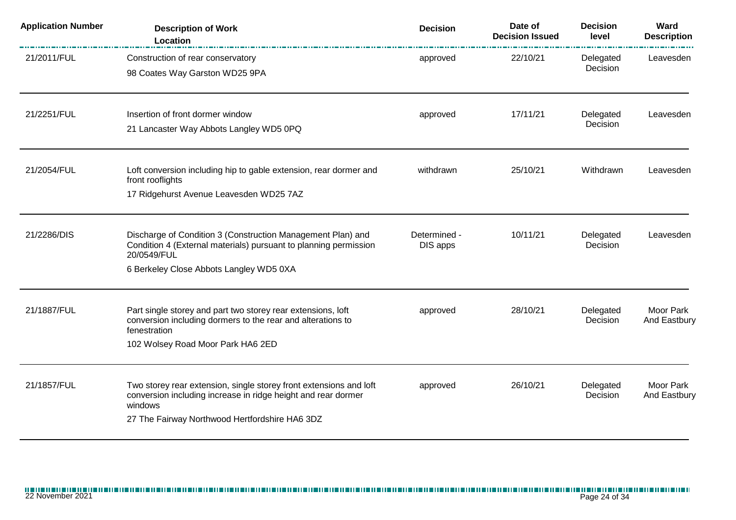| Application Number | Description of Work<br>Location | Decision | Date of Decision Issued | Decision level | Ward Description |
|---|---|---|---|---|---|
| 21/2011/FUL | Construction of rear conservatory<br>98 Coates Way Garston WD25 9PA | approved | 22/10/21 | Delegated Decision | Leavesden |
| 21/2251/FUL | Insertion of front dormer window<br>21 Lancaster Way Abbots Langley WD5 0PQ | approved | 17/11/21 | Delegated Decision | Leavesden |
| 21/2054/FUL | Loft conversion including hip to gable extension, rear dormer and front rooflights<br>17 Ridgehurst Avenue Leavesden WD25 7AZ | withdrawn | 25/10/21 | Withdrawn | Leavesden |
| 21/2286/DIS | Discharge of Condition 3 (Construction Management Plan) and Condition 4 (External materials) pursuant to planning permission 20/0549/FUL<br>6 Berkeley Close Abbots Langley WD5 0XA | Determined - DIS apps | 10/11/21 | Delegated Decision | Leavesden |
| 21/1887/FUL | Part single storey and part two storey rear extensions, loft conversion including dormers to the rear and alterations to fenestration<br>102 Wolsey Road Moor Park HA6 2ED | approved | 28/10/21 | Delegated Decision | Moor Park And Eastbury |
| 21/1857/FUL | Two storey rear extension, single storey front extensions and loft conversion including increase in ridge height and rear dormer windows<br>27 The Fairway Northwood Hertfordshire HA6 3DZ | approved | 26/10/21 | Delegated Decision | Moor Park And Eastbury |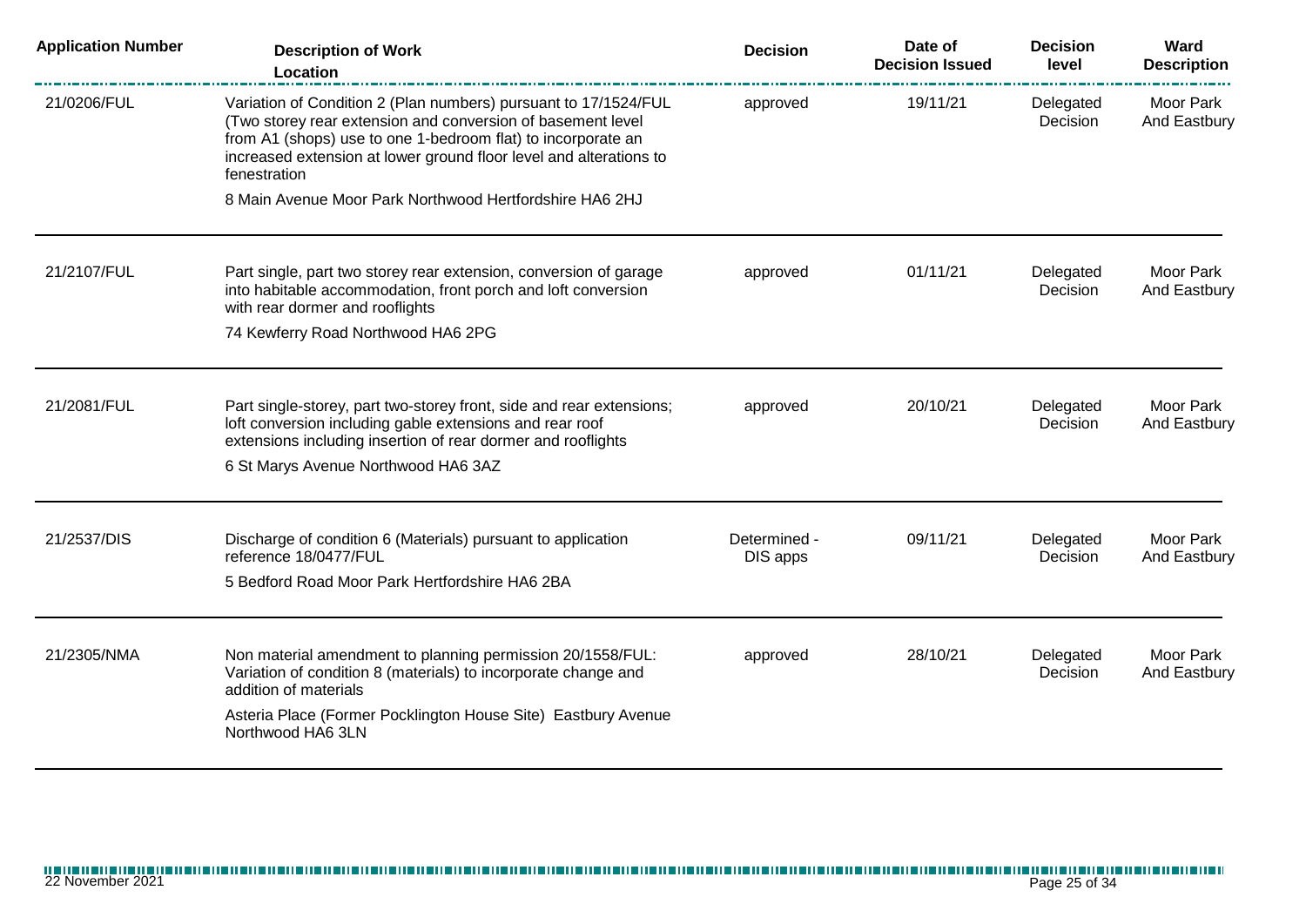| Application Number | Description of Work<br>Location | Decision | Date of Decision Issued | Decision level | Ward Description |
|---|---|---|---|---|---|
| 21/0206/FUL | Variation of Condition 2 (Plan numbers) pursuant to 17/1524/FUL (Two storey rear extension and conversion of basement level from A1 (shops) use to one 1-bedroom flat) to incorporate an increased extension at lower ground floor level and alterations to fenestration<br>8 Main Avenue Moor Park Northwood Hertfordshire HA6 2HJ | approved | 19/11/21 | Delegated Decision | Moor Park And Eastbury |
| 21/2107/FUL | Part single, part two storey rear extension, conversion of garage into habitable accommodation, front porch and loft conversion with rear dormer and rooflights<br>74 Kewferry Road Northwood HA6 2PG | approved | 01/11/21 | Delegated Decision | Moor Park And Eastbury |
| 21/2081/FUL | Part single-storey, part two-storey front, side and rear extensions; loft conversion including gable extensions and rear roof extensions including insertion of rear dormer and rooflights<br>6 St Marys Avenue Northwood HA6 3AZ | approved | 20/10/21 | Delegated Decision | Moor Park And Eastbury |
| 21/2537/DIS | Discharge of condition 6 (Materials) pursuant to application reference 18/0477/FUL<br>5 Bedford Road Moor Park Hertfordshire HA6 2BA | Determined - DIS apps | 09/11/21 | Delegated Decision | Moor Park And Eastbury |
| 21/2305/NMA | Non material amendment to planning permission 20/1558/FUL: Variation of condition 8 (materials) to incorporate change and addition of materials<br>Asteria Place (Former Pocklington House Site) Eastbury Avenue Northwood HA6 3LN | approved | 28/10/21 | Delegated Decision | Moor Park And Eastbury |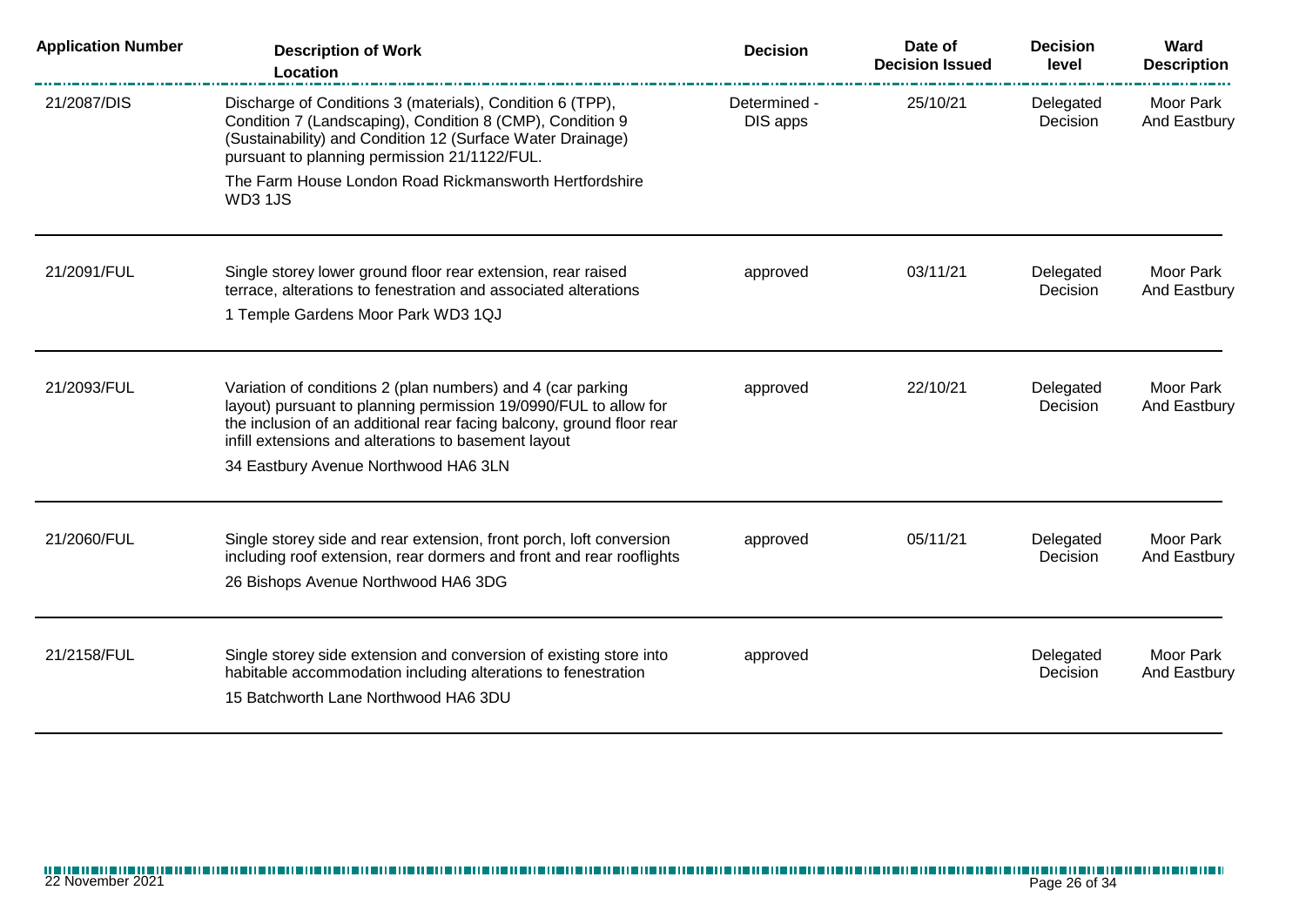| Application Number | Description of Work<br>Location | Decision | Date of Decision Issued | Decision level | Ward Description |
|---|---|---|---|---|---|
| 21/2087/DIS | Discharge of Conditions 3 (materials), Condition 6 (TPP), Condition 7 (Landscaping), Condition 8 (CMP), Condition 9 (Sustainability) and Condition 12 (Surface Water Drainage) pursuant to planning permission 21/1122/FUL.<br>The Farm House London Road Rickmansworth Hertfordshire WD3 1JS | Determined - DIS apps | 25/10/21 | Delegated Decision | Moor Park And Eastbury |
| 21/2091/FUL | Single storey lower ground floor rear extension, rear raised terrace, alterations to fenestration and associated alterations<br>1 Temple Gardens Moor Park WD3 1QJ | approved | 03/11/21 | Delegated Decision | Moor Park And Eastbury |
| 21/2093/FUL | Variation of conditions 2 (plan numbers) and 4 (car parking layout) pursuant to planning permission 19/0990/FUL to allow for the inclusion of an additional rear facing balcony, ground floor rear infill extensions and alterations to basement layout<br>34 Eastbury Avenue Northwood HA6 3LN | approved | 22/10/21 | Delegated Decision | Moor Park And Eastbury |
| 21/2060/FUL | Single storey side and rear extension, front porch, loft conversion including roof extension, rear dormers and front and rear rooflights<br>26 Bishops Avenue Northwood HA6 3DG | approved | 05/11/21 | Delegated Decision | Moor Park And Eastbury |
| 21/2158/FUL | Single storey side extension and conversion of existing store into habitable accommodation including alterations to fenestration<br>15 Batchworth Lane Northwood HA6 3DU | approved | | Delegated Decision | Moor Park And Eastbury |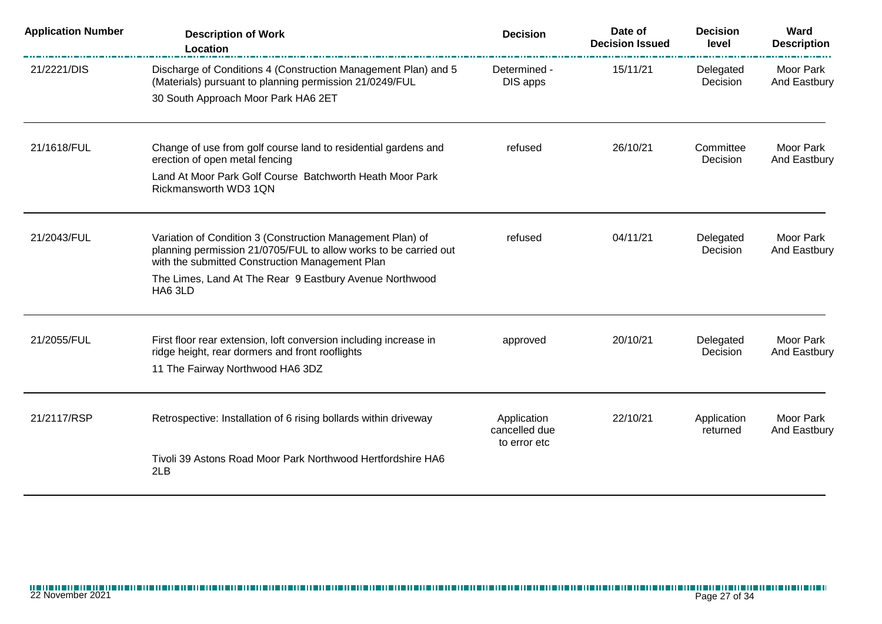| Application Number | Description of Work<br>Location | Decision | Date of Decision Issued | Decision level | Ward Description |
|---|---|---|---|---|---|
| 21/2221/DIS | Discharge of Conditions 4 (Construction Management Plan) and 5 (Materials) pursuant to planning permission 21/0249/FUL<br>30 South Approach Moor Park HA6 2ET | Determined - DIS apps | 15/11/21 | Delegated Decision | Moor Park And Eastbury |
| 21/1618/FUL | Change of use from golf course land to residential gardens and erection of open metal fencing<br>Land At Moor Park Golf Course Batchworth Heath Moor Park Rickmansworth WD3 1QN | refused | 26/10/21 | Committee Decision | Moor Park And Eastbury |
| 21/2043/FUL | Variation of Condition 3 (Construction Management Plan) of planning permission 21/0705/FUL to allow works to be carried out with the submitted Construction Management Plan<br>The Limes, Land At The Rear 9 Eastbury Avenue Northwood HA6 3LD | refused | 04/11/21 | Delegated Decision | Moor Park And Eastbury |
| 21/2055/FUL | First floor rear extension, loft conversion including increase in ridge height, rear dormers and front rooflights<br>11 The Fairway Northwood HA6 3DZ | approved | 20/10/21 | Delegated Decision | Moor Park And Eastbury |
| 21/2117/RSP | Retrospective: Installation of 6 rising bollards within driveway<br>Tivoli 39 Astons Road Moor Park Northwood Hertfordshire HA6 2LB | Application cancelled due to error etc | 22/10/21 | Application returned | Moor Park And Eastbury |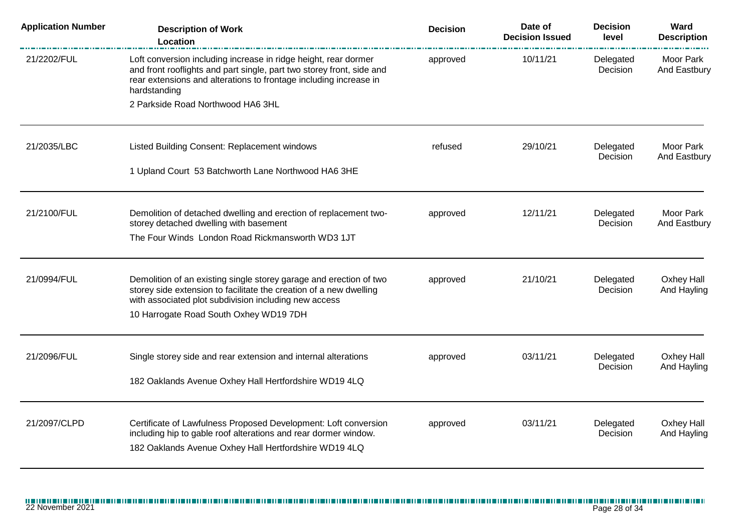| Application Number | Description of Work<br>Location | Decision | Date of Decision Issued | Decision level | Ward Description |
|---|---|---|---|---|---|
| 21/2202/FUL | Loft conversion including increase in ridge height, rear dormer and front rooflights and part single, part two storey front, side and rear extensions and alterations to frontage including increase in hardstanding<br>2 Parkside Road Northwood HA6 3HL | approved | 10/11/21 | Delegated Decision | Moor Park And Eastbury |
| 21/2035/LBC | Listed Building Consent: Replacement windows<br>1 Upland Court 53 Batchworth Lane Northwood HA6 3HE | refused | 29/10/21 | Delegated Decision | Moor Park And Eastbury |
| 21/2100/FUL | Demolition of detached dwelling and erection of replacement two-storey detached dwelling with basement<br>The Four Winds London Road Rickmansworth WD3 1JT | approved | 12/11/21 | Delegated Decision | Moor Park And Eastbury |
| 21/0994/FUL | Demolition of an existing single storey garage and erection of two storey side extension to facilitate the creation of a new dwelling with associated plot subdivision including new access<br>10 Harrogate Road South Oxhey WD19 7DH | approved | 21/10/21 | Delegated Decision | Oxhey Hall And Hayling |
| 21/2096/FUL | Single storey side and rear extension and internal alterations<br>182 Oaklands Avenue Oxhey Hall Hertfordshire WD19 4LQ | approved | 03/11/21 | Delegated Decision | Oxhey Hall And Hayling |
| 21/2097/CLPD | Certificate of Lawfulness Proposed Development: Loft conversion including hip to gable roof alterations and rear dormer window.<br>182 Oaklands Avenue Oxhey Hall Hertfordshire WD19 4LQ | approved | 03/11/21 | Delegated Decision | Oxhey Hall And Hayling |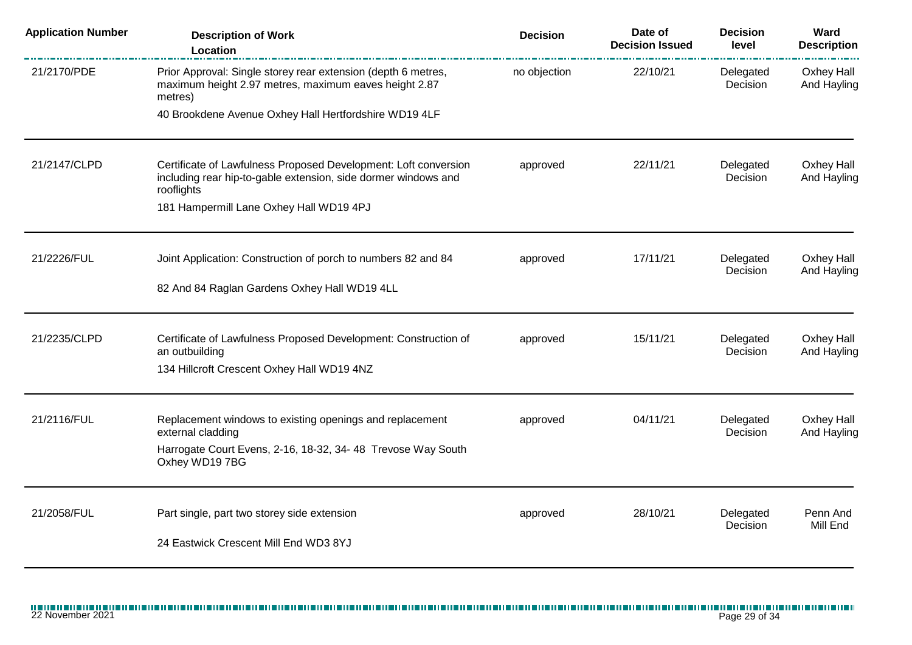| Application Number | Description of Work<br>Location | Decision | Date of Decision Issued | Decision level | Ward Description |
|---|---|---|---|---|---|
| 21/2170/PDE | Prior Approval: Single storey rear extension (depth 6 metres, maximum height 2.97 metres, maximum eaves height 2.87 metres)<br>40 Brookdene Avenue Oxhey Hall Hertfordshire WD19 4LF | no objection | 22/10/21 | Delegated Decision | Oxhey Hall And Hayling |
| 21/2147/CLPD | Certificate of Lawfulness Proposed Development: Loft conversion including rear hip-to-gable extension, side dormer windows and rooflights<br>181 Hampermill Lane Oxhey Hall WD19 4PJ | approved | 22/11/21 | Delegated Decision | Oxhey Hall And Hayling |
| 21/2226/FUL | Joint Application: Construction of porch to numbers 82 and 84<br>82 And 84 Raglan Gardens Oxhey Hall WD19 4LL | approved | 17/11/21 | Delegated Decision | Oxhey Hall And Hayling |
| 21/2235/CLPD | Certificate of Lawfulness Proposed Development: Construction of an outbuilding<br>134 Hillcroft Crescent Oxhey Hall WD19 4NZ | approved | 15/11/21 | Delegated Decision | Oxhey Hall And Hayling |
| 21/2116/FUL | Replacement windows to existing openings and replacement external cladding<br>Harrogate Court Evens, 2-16, 18-32, 34- 48 Trevose Way South Oxhey WD19 7BG | approved | 04/11/21 | Delegated Decision | Oxhey Hall And Hayling |
| 21/2058/FUL | Part single, part two storey side extension<br>24 Eastwick Crescent Mill End WD3 8YJ | approved | 28/10/21 | Delegated Decision | Penn And Mill End |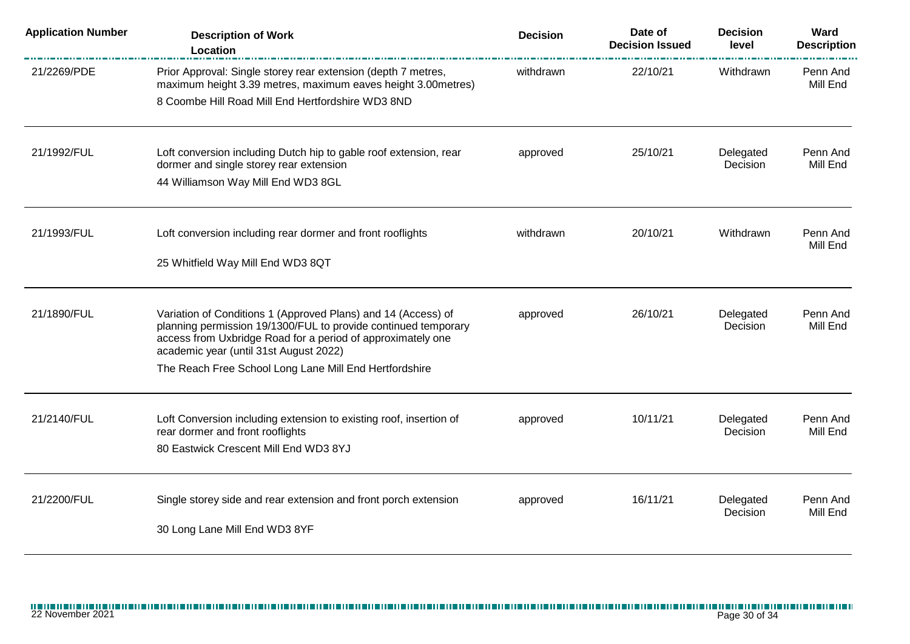| Application Number | Description of Work<br>Location | Decision | Date of Decision Issued | Decision level | Ward Description |
|---|---|---|---|---|---|
| 21/2269/PDE | Prior Approval: Single storey rear extension (depth 7 metres, maximum height 3.39 metres, maximum eaves height 3.00metres)<br>8 Coombe Hill Road Mill End Hertfordshire WD3 8ND | withdrawn | 22/10/21 | Withdrawn | Penn And Mill End |
| 21/1992/FUL | Loft conversion including Dutch hip to gable roof extension, rear dormer and single storey rear extension<br>44 Williamson Way Mill End WD3 8GL | approved | 25/10/21 | Delegated Decision | Penn And Mill End |
| 21/1993/FUL | Loft conversion including rear dormer and front rooflights<br>25 Whitfield Way Mill End WD3 8QT | withdrawn | 20/10/21 | Withdrawn | Penn And Mill End |
| 21/1890/FUL | Variation of Conditions 1 (Approved Plans) and 14 (Access) of planning permission 19/1300/FUL to provide continued temporary access from Uxbridge Road for a period of approximately one academic year (until 31st August 2022)<br>The Reach Free School Long Lane Mill End Hertfordshire | approved | 26/10/21 | Delegated Decision | Penn And Mill End |
| 21/2140/FUL | Loft Conversion including extension to existing roof, insertion of rear dormer and front rooflights<br>80 Eastwick Crescent Mill End WD3 8YJ | approved | 10/11/21 | Delegated Decision | Penn And Mill End |
| 21/2200/FUL | Single storey side and rear extension and front porch extension<br>30 Long Lane Mill End WD3 8YF | approved | 16/11/21 | Delegated Decision | Penn And Mill End |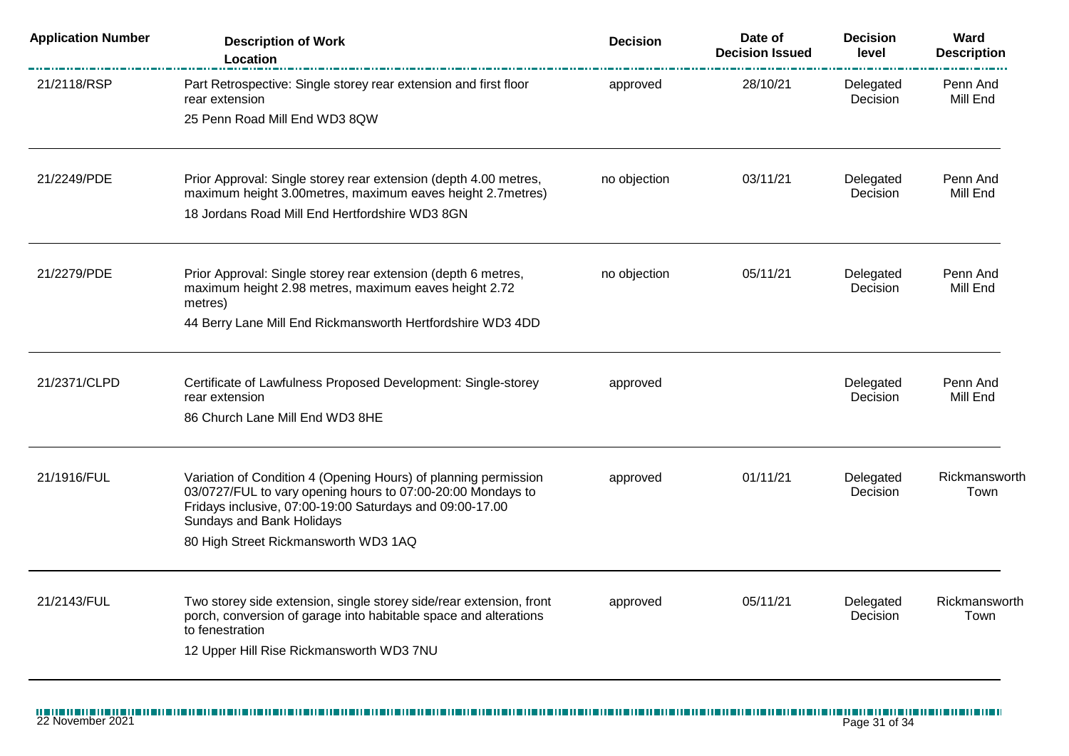| Application Number | Description of Work Location | Decision | Date of Decision Issued | Decision level | Ward Description |
|---|---|---|---|---|---|
| 21/2118/RSP | Part Retrospective: Single storey rear extension and first floor rear extension<br>25 Penn Road Mill End WD3 8QW | approved | 28/10/21 | Delegated Decision | Penn And Mill End |
| 21/2249/PDE | Prior Approval: Single storey rear extension (depth 4.00 metres, maximum height 3.00metres, maximum eaves height 2.7metres)<br>18 Jordans Road Mill End Hertfordshire WD3 8GN | no objection | 03/11/21 | Delegated Decision | Penn And Mill End |
| 21/2279/PDE | Prior Approval: Single storey rear extension (depth 6 metres, maximum height 2.98 metres, maximum eaves height 2.72 metres)<br>44 Berry Lane Mill End Rickmansworth Hertfordshire WD3 4DD | no objection | 05/11/21 | Delegated Decision | Penn And Mill End |
| 21/2371/CLPD | Certificate of Lawfulness Proposed Development: Single-storey rear extension<br>86 Church Lane Mill End WD3 8HE | approved | | Delegated Decision | Penn And Mill End |
| 21/1916/FUL | Variation of Condition 4 (Opening Hours) of planning permission 03/0727/FUL to vary opening hours to 07:00-20:00 Mondays to Fridays inclusive, 07:00-19:00 Saturdays and 09:00-17.00 Sundays and Bank Holidays<br>80 High Street Rickmansworth WD3 1AQ | approved | 01/11/21 | Delegated Decision | Rickmansworth Town |
| 21/2143/FUL | Two storey side extension, single storey side/rear extension, front porch, conversion of garage into habitable space and alterations to fenestration<br>12 Upper Hill Rise Rickmansworth WD3 7NU | approved | 05/11/21 | Delegated Decision | Rickmansworth Town |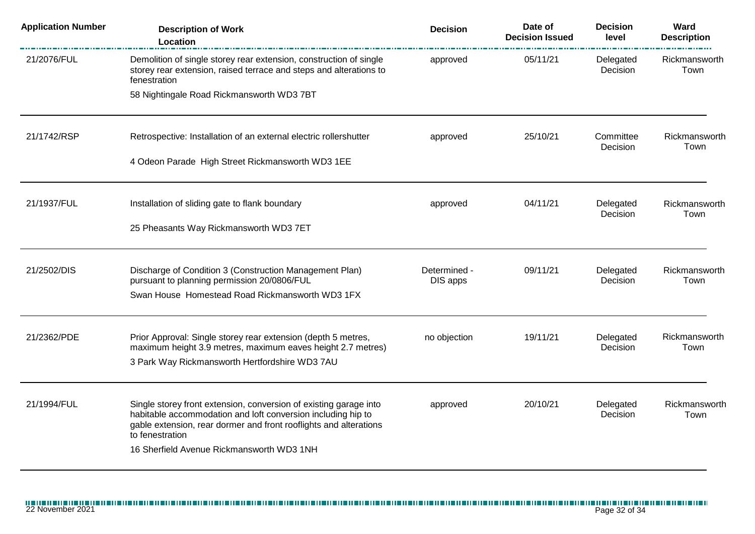| Application Number | Description of Work<br>Location | Decision | Date of Decision Issued | Decision level | Ward Description |
|---|---|---|---|---|---|
| 21/2076/FUL | Demolition of single storey rear extension, construction of single storey rear extension, raised terrace and steps and alterations to fenestration<br>58 Nightingale Road Rickmansworth WD3 7BT | approved | 05/11/21 | Delegated Decision | Rickmansworth Town |
| 21/1742/RSP | Retrospective: Installation of an external electric rollershutter<br>4 Odeon Parade High Street Rickmansworth WD3 1EE | approved | 25/10/21 | Committee Decision | Rickmansworth Town |
| 21/1937/FUL | Installation of sliding gate to flank boundary<br>25 Pheasants Way Rickmansworth WD3 7ET | approved | 04/11/21 | Delegated Decision | Rickmansworth Town |
| 21/2502/DIS | Discharge of Condition 3 (Construction Management Plan) pursuant to planning permission 20/0806/FUL<br>Swan House Homestead Road Rickmansworth WD3 1FX | Determined - DIS apps | 09/11/21 | Delegated Decision | Rickmansworth Town |
| 21/2362/PDE | Prior Approval: Single storey rear extension (depth 5 metres, maximum height 3.9 metres, maximum eaves height 2.7 metres)<br>3 Park Way Rickmansworth Hertfordshire WD3 7AU | no objection | 19/11/21 | Delegated Decision | Rickmansworth Town |
| 21/1994/FUL | Single storey front extension, conversion of existing garage into habitable accommodation and loft conversion including hip to gable extension, rear dormer and front rooflights and alterations to fenestration<br>16 Sherfield Avenue Rickmansworth WD3 1NH | approved | 20/10/21 | Delegated Decision | Rickmansworth Town |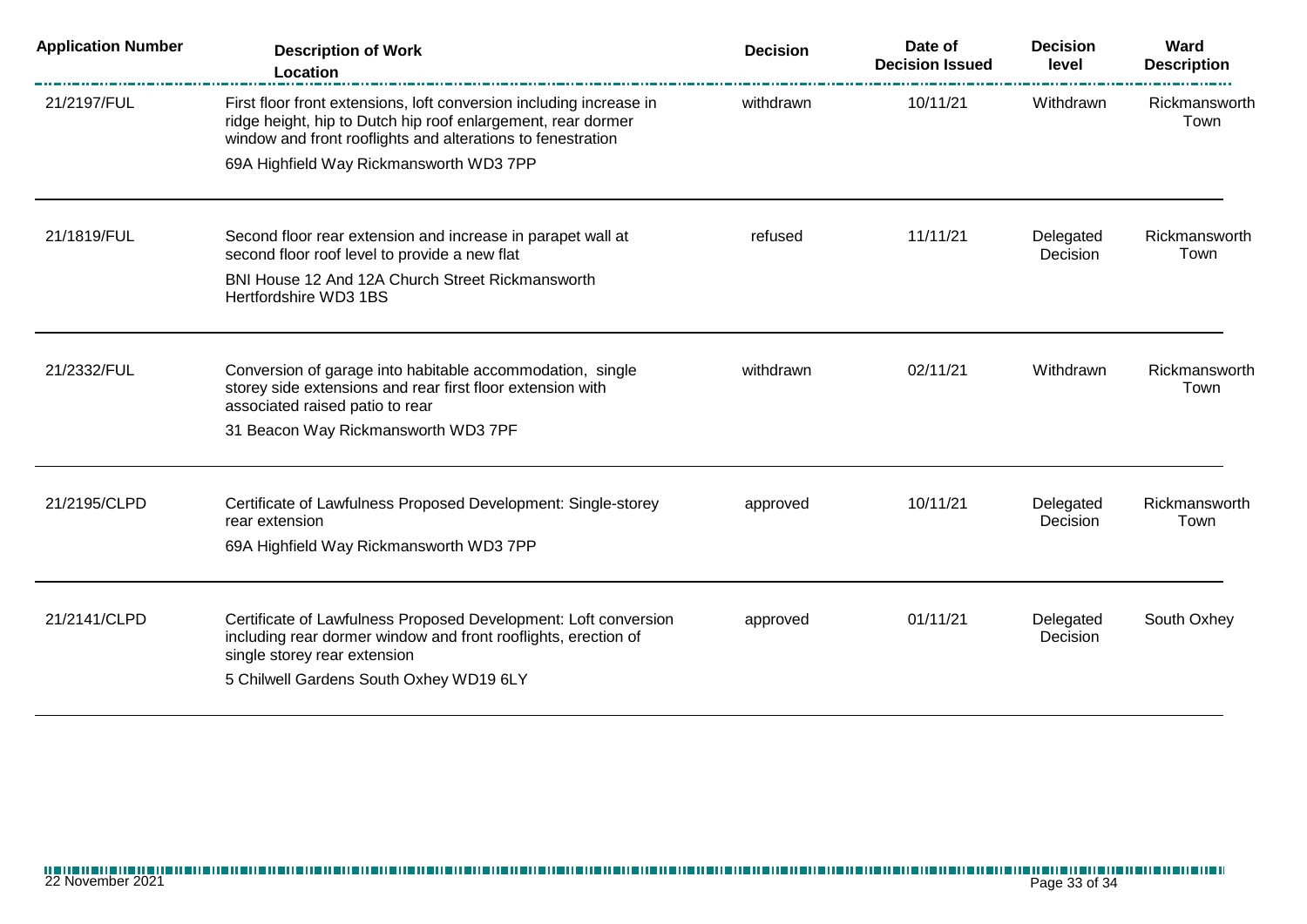| Application Number | Description of Work Location | Decision | Date of Decision Issued | Decision level | Ward Description |
|---|---|---|---|---|---|
| 21/2197/FUL | First floor front extensions, loft conversion including increase in ridge height, hip to Dutch hip roof enlargement, rear dormer window and front rooflights and alterations to fenestration<br>69A Highfield Way Rickmansworth WD3 7PP | withdrawn | 10/11/21 | Withdrawn | Rickmansworth Town |
| 21/1819/FUL | Second floor rear extension and increase in parapet wall at second floor roof level to provide a new flat<br>BNI House 12 And 12A Church Street Rickmansworth Hertfordshire WD3 1BS | refused | 11/11/21 | Delegated Decision | Rickmansworth Town |
| 21/2332/FUL | Conversion of garage into habitable accommodation, single storey side extensions and rear first floor extension with associated raised patio to rear<br>31 Beacon Way Rickmansworth WD3 7PF | withdrawn | 02/11/21 | Withdrawn | Rickmansworth Town |
| 21/2195/CLPD | Certificate of Lawfulness Proposed Development: Single-storey rear extension<br>69A Highfield Way Rickmansworth WD3 7PP | approved | 10/11/21 | Delegated Decision | Rickmansworth Town |
| 21/2141/CLPD | Certificate of Lawfulness Proposed Development: Loft conversion including rear dormer window and front rooflights, erection of single storey rear extension<br>5 Chilwell Gardens South Oxhey WD19 6LY | approved | 01/11/21 | Delegated Decision | South Oxhey |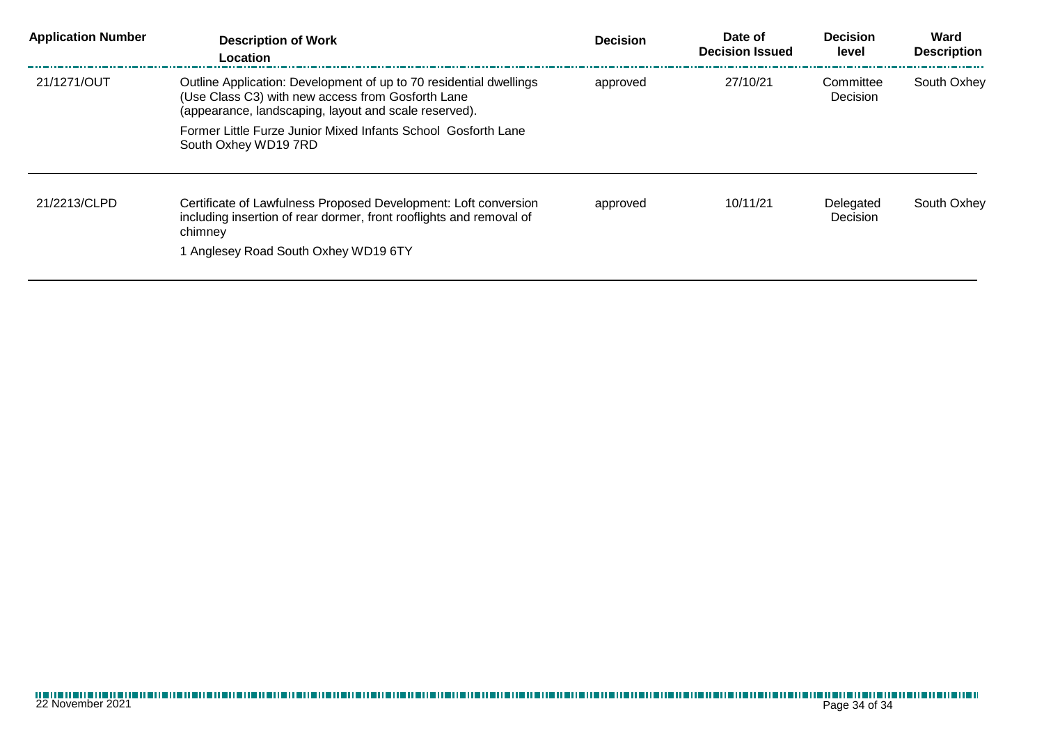| Application Number | Description of Work<br>Location | Decision | Date of Decision Issued | Decision level | Ward Description |
|---|---|---|---|---|---|
| 21/1271/OUT | Outline Application: Development of up to 70 residential dwellings (Use Class C3) with new access from Gosforth Lane (appearance, landscaping, layout and scale reserved).<br>Former Little Furze Junior Mixed Infants School Gosforth Lane South Oxhey WD19 7RD | approved | 27/10/21 | Committee Decision | South Oxhey |
| 21/2213/CLPD | Certificate of Lawfulness Proposed Development: Loft conversion including insertion of rear dormer, front rooflights and removal of chimney<br>1 Anglesey Road South Oxhey WD19 6TY | approved | 10/11/21 | Delegated Decision | South Oxhey |